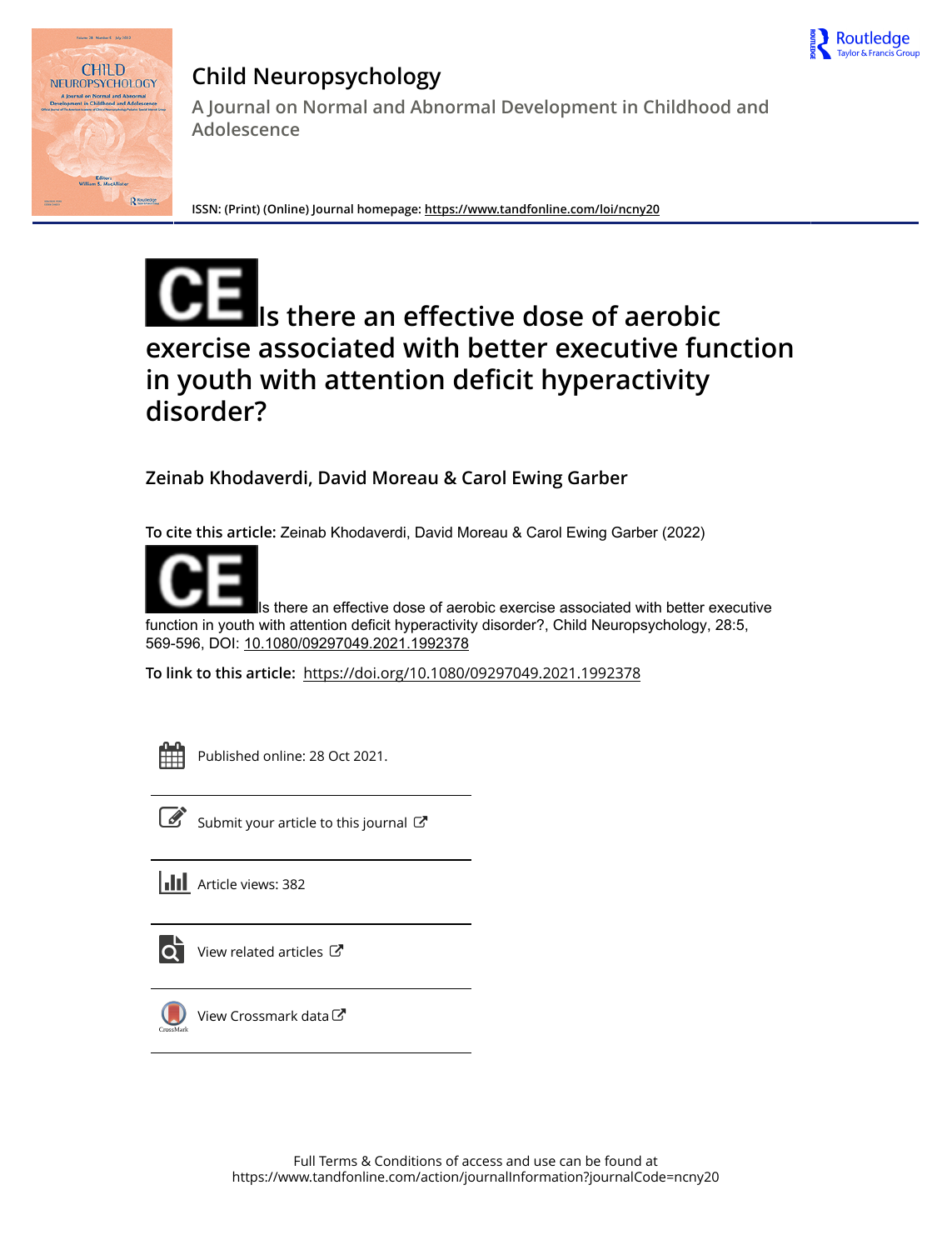# Child Neuropsychology

A Journal on Normal and Abnormal Development in Childhood and Adolescence

ISSN: (Print) (Online) Journal homepage: https://www.tandfonline.com/loi/ncny20

# CE Is there an effective dose of aerobic exercise associated with better executive function in youth with attention deficit hyperactivity disorder?

**Zeinab Khodaverdi, David Moreau & Carol Ewing Garber**

**To cite this article:** Zeinab Khodaverdi, David Moreau & Carol Ewing Garber (2022) CE Is there an effective dose of aerobic exercise associated with better executive function in youth with attention deficit hyperactivity disorder?, Child Neuropsychology, 28:5, 569-596, DOI: 10.1080/09297049.2021.1992378

**To link to this article:** https://doi.org/10.1080/09297049.2021.1992378

Published online: 28 Oct 2021.

Submit your article to this journal

Article views: 382

View related articles

View Crossmark data

Full Terms & Conditions of access and use can be found at
https://www.tandfonline.com/action/journalInformation?journalCode=ncny20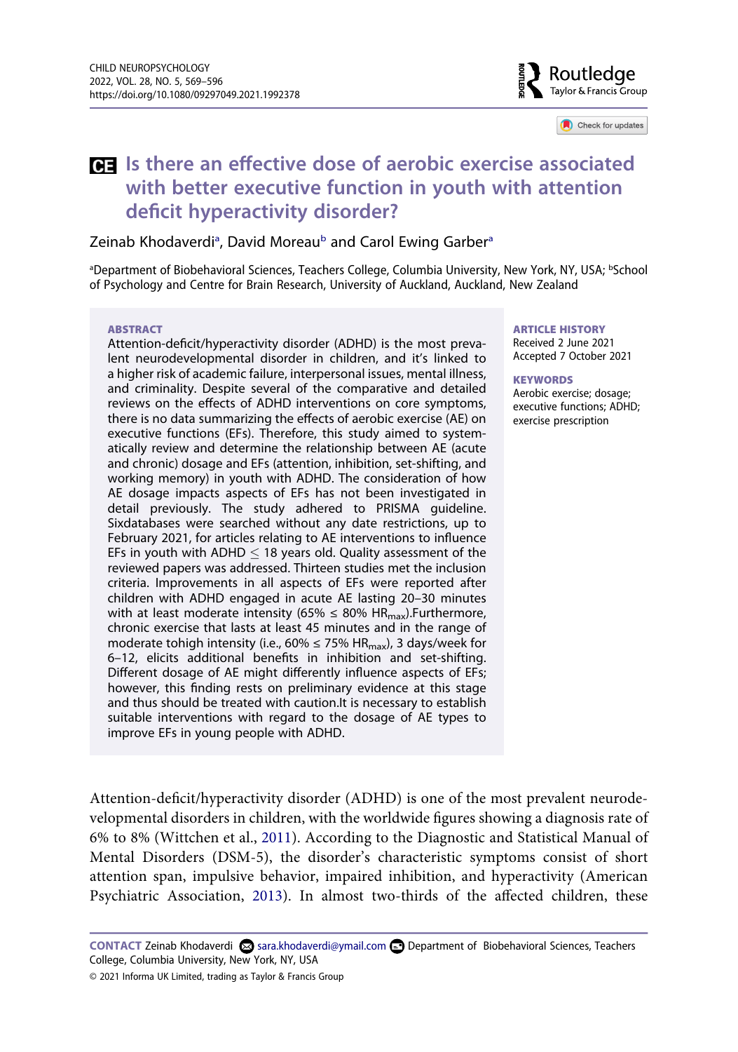# Is there an effective dose of aerobic exercise associated with better executive function in youth with attention deficit hyperactivity disorder?

Zeinab Khodaverdi[a], David Moreau[b] and Carol Ewing Garber[a]

[a]Department of Biobehavioral Sciences, Teachers College, Columbia University, New York, NY, USA; [b]School of Psychology and Centre for Brain Research, University of Auckland, Auckland, New Zealand

**ABSTRACT**

Attention-deficit/hyperactivity disorder (ADHD) is the most prevalent neurodevelopmental disorder in children, and it's linked to a higher risk of academic failure, interpersonal issues, mental illness, and criminality. Despite several of the comparative and detailed reviews on the effects of ADHD interventions on core symptoms, there is no data summarizing the effects of aerobic exercise (AE) on executive functions (EFs). Therefore, this study aimed to systematically review and determine the relationship between AE (acute and chronic) dosage and EFs (attention, inhibition, set-shifting, and working memory) in youth with ADHD. The consideration of how AE dosage impacts aspects of EFs has not been investigated in detail previously. The study adhered to PRISMA guideline. Sixdatabases were searched without any date restrictions, up to February 2021, for articles relating to AE interventions to influence EFs in youth with ADHD $\leq$ 18 years old. Quality assessment of the reviewed papers was addressed. Thirteen studies met the inclusion criteria. Improvements in all aspects of EFs were reported after children with ADHD engaged in acute AE lasting 20–30 minutes with at least moderate intensity (65% $\leq$ 80% $HR_{max}$).Furthermore, chronic exercise that lasts at least 45 minutes and in the range of moderate tohigh intensity (i.e., 60% $\leq$ 75% $HR_{max}$), 3 days/week for 6–12, elicits additional benefits in inhibition and set-shifting. Different dosage of AE might differently influence aspects of EFs; however, this finding rests on preliminary evidence at this stage and thus should be treated with caution.It is necessary to establish suitable interventions with regard to the dosage of AE types to improve EFs in young people with ADHD.

**ARTICLE HISTORY**
Received 2 June 2021
Accepted 7 October 2021

**KEYWORDS**
Aerobic exercise; dosage; executive functions; ADHD; exercise prescription

Attention-deficit/hyperactivity disorder (ADHD) is one of the most prevalent neurodevelopmental disorders in children, with the worldwide figures showing a diagnosis rate of 6% to 8% (Wittchen et al., 2011). According to the Diagnostic and Statistical Manual of Mental Disorders (DSM-5), the disorder's characteristic symptoms consist of short attention span, impulsive behavior, impaired inhibition, and hyperactivity (American Psychiatric Association, 2013). In almost two-thirds of the affected children, these

**CONTACT** Zeinab Khodaverdi sara.khodaverdi@ymail.com Department of Biobehavioral Sciences, Teachers College, Columbia University, New York, NY, USA

© 2021 Informa UK Limited, trading as Taylor & Francis Group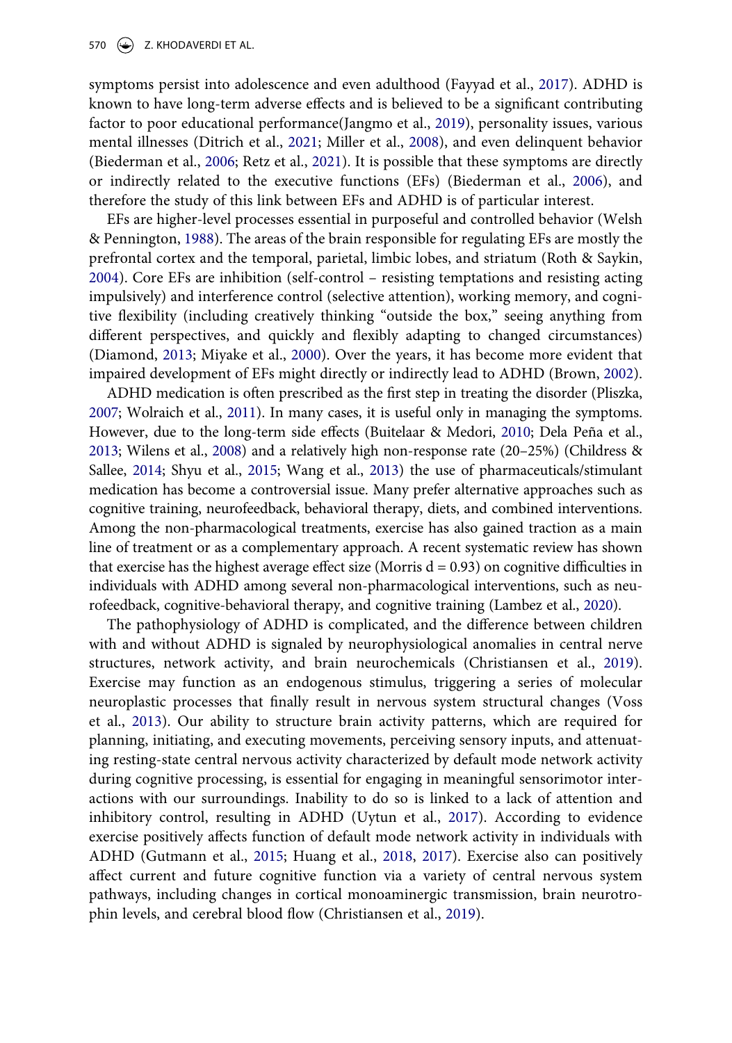symptoms persist into adolescence and even adulthood (Fayyad et al., 2017). ADHD is known to have long-term adverse effects and is believed to be a significant contributing factor to poor educational performance(Jangmo et al., 2019), personality issues, various mental illnesses (Ditrich et al., 2021; Miller et al., 2008), and even delinquent behavior (Biederman et al., 2006; Retz et al., 2021). It is possible that these symptoms are directly or indirectly related to the executive functions (EFs) (Biederman et al., 2006), and therefore the study of this link between EFs and ADHD is of particular interest.

EFs are higher-level processes essential in purposeful and controlled behavior (Welsh & Pennington, 1988). The areas of the brain responsible for regulating EFs are mostly the prefrontal cortex and the temporal, parietal, limbic lobes, and striatum (Roth & Saykin, 2004). Core EFs are inhibition (self-control – resisting temptations and resisting acting impulsively) and interference control (selective attention), working memory, and cognitive flexibility (including creatively thinking "outside the box," seeing anything from different perspectives, and quickly and flexibly adapting to changed circumstances) (Diamond, 2013; Miyake et al., 2000). Over the years, it has become more evident that impaired development of EFs might directly or indirectly lead to ADHD (Brown, 2002).

ADHD medication is often prescribed as the first step in treating the disorder (Pliszka, 2007; Wolraich et al., 2011). In many cases, it is useful only in managing the symptoms. However, due to the long-term side effects (Buitelaar & Medori, 2010; Dela Peña et al., 2013; Wilens et al., 2008) and a relatively high non-response rate (20–25%) (Childress & Sallee, 2014; Shyu et al., 2015; Wang et al., 2013) the use of pharmaceuticals/stimulant medication has become a controversial issue. Many prefer alternative approaches such as cognitive training, neurofeedback, behavioral therapy, diets, and combined interventions. Among the non-pharmacological treatments, exercise has also gained traction as a main line of treatment or as a complementary approach. A recent systematic review has shown that exercise has the highest average effect size (Morris $d = 0.93$) on cognitive difficulties in individuals with ADHD among several non-pharmacological interventions, such as neurofeedback, cognitive-behavioral therapy, and cognitive training (Lambez et al., 2020).

The pathophysiology of ADHD is complicated, and the difference between children with and without ADHD is signaled by neurophysiological anomalies in central nerve structures, network activity, and brain neurochemicals (Christiansen et al., 2019). Exercise may function as an endogenous stimulus, triggering a series of molecular neuroplastic processes that finally result in nervous system structural changes (Voss et al., 2013). Our ability to structure brain activity patterns, which are required for planning, initiating, and executing movements, perceiving sensory inputs, and attenuating resting-state central nervous activity characterized by default mode network activity during cognitive processing, is essential for engaging in meaningful sensorimotor interactions with our surroundings. Inability to do so is linked to a lack of attention and inhibitory control, resulting in ADHD (Uytun et al., 2017). According to evidence exercise positively affects function of default mode network activity in individuals with ADHD (Gutmann et al., 2015; Huang et al., 2018, 2017). Exercise also can positively affect current and future cognitive function via a variety of central nervous system pathways, including changes in cortical monoaminergic transmission, brain neurotrophin levels, and cerebral blood flow (Christiansen et al., 2019).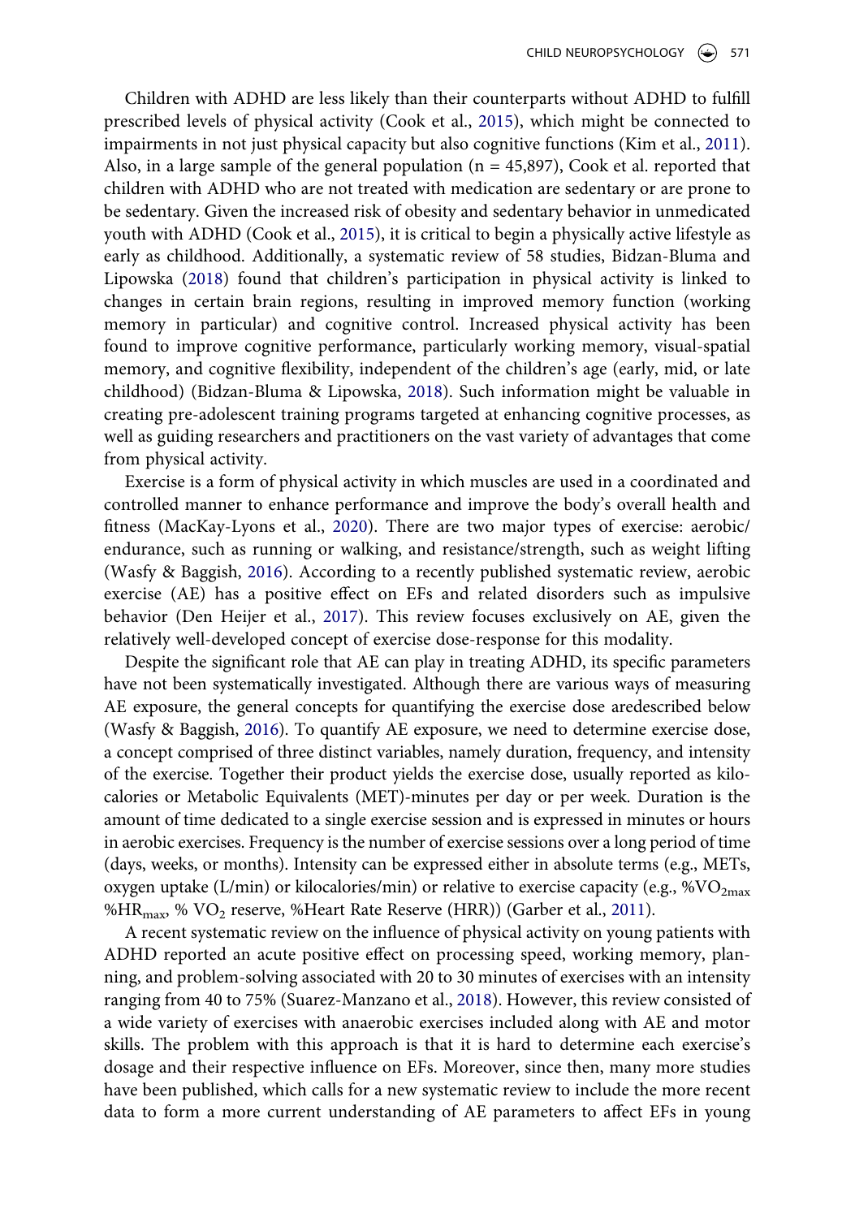Children with ADHD are less likely than their counterparts without ADHD to fulfill prescribed levels of physical activity (Cook et al., 2015), which might be connected to impairments in not just physical capacity but also cognitive functions (Kim et al., 2011). Also, in a large sample of the general population (n = 45,897), Cook et al. reported that children with ADHD who are not treated with medication are sedentary or are prone to be sedentary. Given the increased risk of obesity and sedentary behavior in unmedicated youth with ADHD (Cook et al., 2015), it is critical to begin a physically active lifestyle as early as childhood. Additionally, a systematic review of 58 studies, Bidzan-Bluma and Lipowska (2018) found that children's participation in physical activity is linked to changes in certain brain regions, resulting in improved memory function (working memory in particular) and cognitive control. Increased physical activity has been found to improve cognitive performance, particularly working memory, visual-spatial memory, and cognitive flexibility, independent of the children's age (early, mid, or late childhood) (Bidzan-Bluma & Lipowska, 2018). Such information might be valuable in creating pre-adolescent training programs targeted at enhancing cognitive processes, as well as guiding researchers and practitioners on the vast variety of advantages that come from physical activity.

Exercise is a form of physical activity in which muscles are used in a coordinated and controlled manner to enhance performance and improve the body's overall health and fitness (MacKay-Lyons et al., 2020). There are two major types of exercise: aerobic/endurance, such as running or walking, and resistance/strength, such as weight lifting (Wasfy & Baggish, 2016). According to a recently published systematic review, aerobic exercise (AE) has a positive effect on EFs and related disorders such as impulsive behavior (Den Heijer et al., 2017). This review focuses exclusively on AE, given the relatively well-developed concept of exercise dose-response for this modality.

Despite the significant role that AE can play in treating ADHD, its specific parameters have not been systematically investigated. Although there are various ways of measuring AE exposure, the general concepts for quantifying the exercise dose aredescribed below (Wasfy & Baggish, 2016). To quantify AE exposure, we need to determine exercise dose, a concept comprised of three distinct variables, namely duration, frequency, and intensity of the exercise. Together their product yields the exercise dose, usually reported as kilocalories or Metabolic Equivalents (MET)-minutes per day or per week. Duration is the amount of time dedicated to a single exercise session and is expressed in minutes or hours in aerobic exercises. Frequency is the number of exercise sessions over a long period of time (days, weeks, or months). Intensity can be expressed either in absolute terms (e.g., METs, oxygen uptake (L/min) or kilocalories/min) or relative to exercise capacity (e.g., %$VO_{2max}$ %$HR_{max}$, % $VO_2$ reserve, %Heart Rate Reserve (HRR)) (Garber et al., 2011).

A recent systematic review on the influence of physical activity on young patients with ADHD reported an acute positive effect on processing speed, working memory, planning, and problem-solving associated with 20 to 30 minutes of exercises with an intensity ranging from 40 to 75% (Suarez-Manzano et al., 2018). However, this review consisted of a wide variety of exercises with anaerobic exercises included along with AE and motor skills. The problem with this approach is that it is hard to determine each exercise's dosage and their respective influence on EFs. Moreover, since then, many more studies have been published, which calls for a new systematic review to include the more recent data to form a more current understanding of AE parameters to affect EFs in young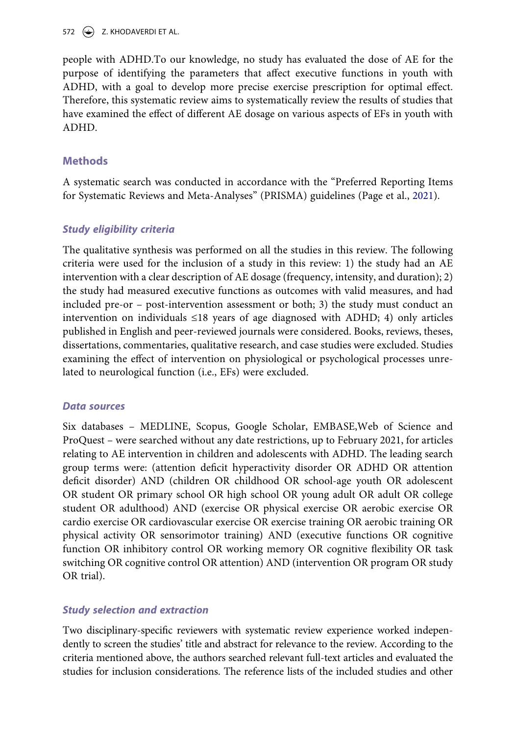people with ADHD.To our knowledge, no study has evaluated the dose of AE for the purpose of identifying the parameters that affect executive functions in youth with ADHD, with a goal to develop more precise exercise prescription for optimal effect. Therefore, this systematic review aims to systematically review the results of studies that have examined the effect of different AE dosage on various aspects of EFs in youth with ADHD.

## Methods

A systematic search was conducted in accordance with the "Preferred Reporting Items for Systematic Reviews and Meta-Analyses" (PRISMA) guidelines (Page et al., 2021).

### *Study eligibility criteria*

The qualitative synthesis was performed on all the studies in this review. The following criteria were used for the inclusion of a study in this review: 1) the study had an AE intervention with a clear description of AE dosage (frequency, intensity, and duration); 2) the study had measured executive functions as outcomes with valid measures, and had included pre-or – post-intervention assessment or both; 3) the study must conduct an intervention on individuals ≤18 years of age diagnosed with ADHD; 4) only articles published in English and peer-reviewed journals were considered. Books, reviews, theses, dissertations, commentaries, qualitative research, and case studies were excluded. Studies examining the effect of intervention on physiological or psychological processes unrelated to neurological function (i.e., EFs) were excluded.

### *Data sources*

Six databases – MEDLINE, Scopus, Google Scholar, EMBASE,Web of Science and ProQuest – were searched without any date restrictions, up to February 2021, for articles relating to AE intervention in children and adolescents with ADHD. The leading search group terms were: (attention deficit hyperactivity disorder OR ADHD OR attention deficit disorder) AND (children OR childhood OR school-age youth OR adolescent OR student OR primary school OR high school OR young adult OR adult OR college student OR adulthood) AND (exercise OR physical exercise OR aerobic exercise OR cardio exercise OR cardiovascular exercise OR exercise training OR aerobic training OR physical activity OR sensorimotor training) AND (executive functions OR cognitive function OR inhibitory control OR working memory OR cognitive flexibility OR task switching OR cognitive control OR attention) AND (intervention OR program OR study OR trial).

### *Study selection and extraction*

Two disciplinary-specific reviewers with systematic review experience worked independently to screen the studies' title and abstract for relevance to the review. According to the criteria mentioned above, the authors searched relevant full-text articles and evaluated the studies for inclusion considerations. The reference lists of the included studies and other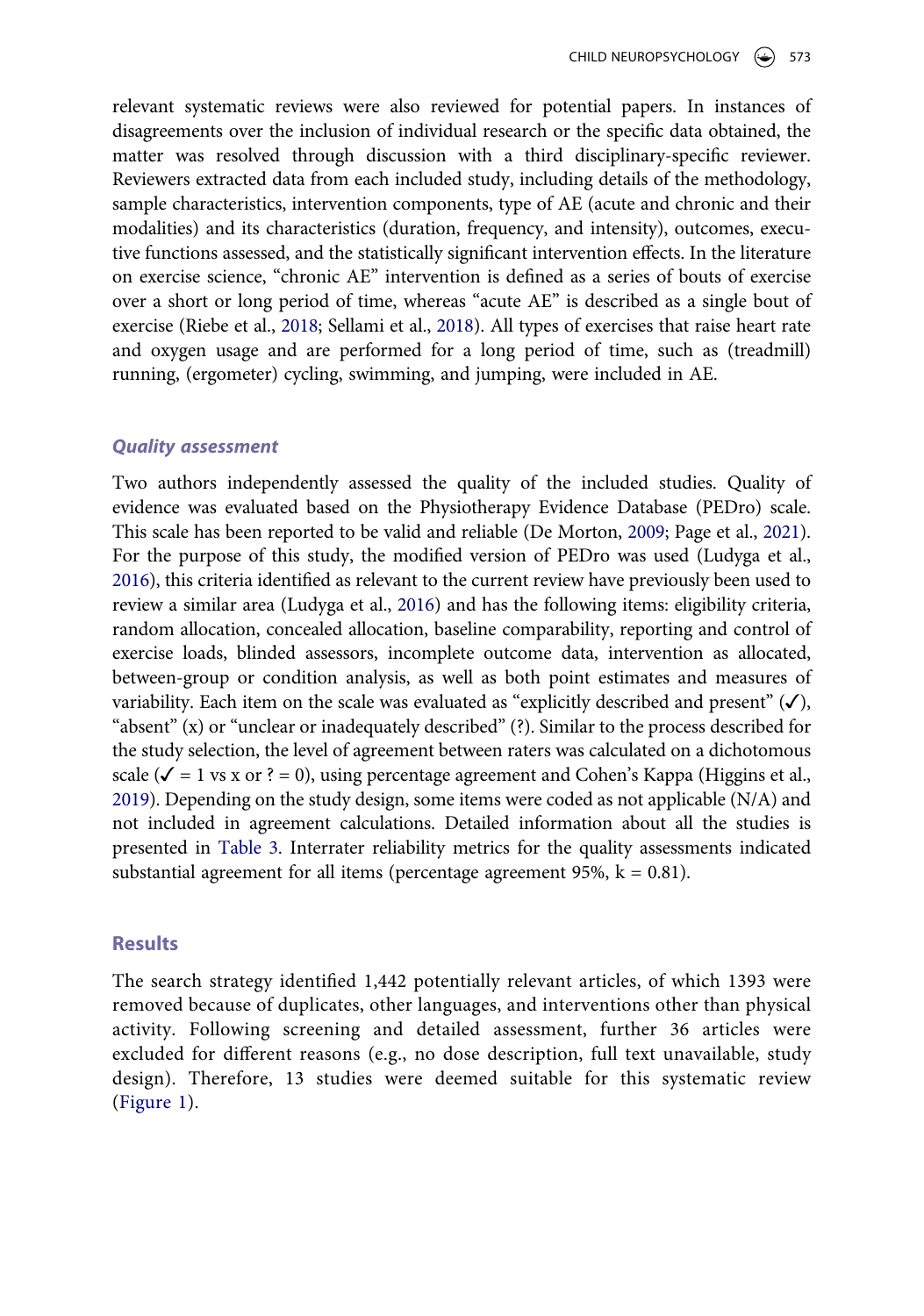relevant systematic reviews were also reviewed for potential papers. In instances of disagreements over the inclusion of individual research or the specific data obtained, the matter was resolved through discussion with a third disciplinary-specific reviewer. Reviewers extracted data from each included study, including details of the methodology, sample characteristics, intervention components, type of AE (acute and chronic and their modalities) and its characteristics (duration, frequency, and intensity), outcomes, executive functions assessed, and the statistically significant intervention effects. In the literature on exercise science, "chronic AE" intervention is defined as a series of bouts of exercise over a short or long period of time, whereas "acute AE" is described as a single bout of exercise (Riebe et al., 2018; Sellami et al., 2018). All types of exercises that raise heart rate and oxygen usage and are performed for a long period of time, such as (treadmill) running, (ergometer) cycling, swimming, and jumping, were included in AE.

### *Quality assessment*

Two authors independently assessed the quality of the included studies. Quality of evidence was evaluated based on the Physiotherapy Evidence Database (PEDro) scale. This scale has been reported to be valid and reliable (De Morton, 2009; Page et al., 2021). For the purpose of this study, the modified version of PEDro was used (Ludyga et al., 2016), this criteria identified as relevant to the current review have previously been used to review a similar area (Ludyga et al., 2016) and has the following items: eligibility criteria, random allocation, concealed allocation, baseline comparability, reporting and control of exercise loads, blinded assessors, incomplete outcome data, intervention as allocated, between-group or condition analysis, as well as both point estimates and measures of variability. Each item on the scale was evaluated as "explicitly described and present" (✓), "absent" (x) or "unclear or inadequately described" (?). Similar to the process described for the study selection, the level of agreement between raters was calculated on a dichotomous scale (✓ = 1 vs x or ? = 0), using percentage agreement and Cohen's Kappa (Higgins et al., 2019). Depending on the study design, some items were coded as not applicable (N/A) and not included in agreement calculations. Detailed information about all the studies is presented in Table 3. Interrater reliability metrics for the quality assessments indicated substantial agreement for all items (percentage agreement 95%, k = 0.81).

## Results

The search strategy identified 1,442 potentially relevant articles, of which 1393 were removed because of duplicates, other languages, and interventions other than physical activity. Following screening and detailed assessment, further 36 articles were excluded for different reasons (e.g., no dose description, full text unavailable, study design). Therefore, 13 studies were deemed suitable for this systematic review (Figure 1).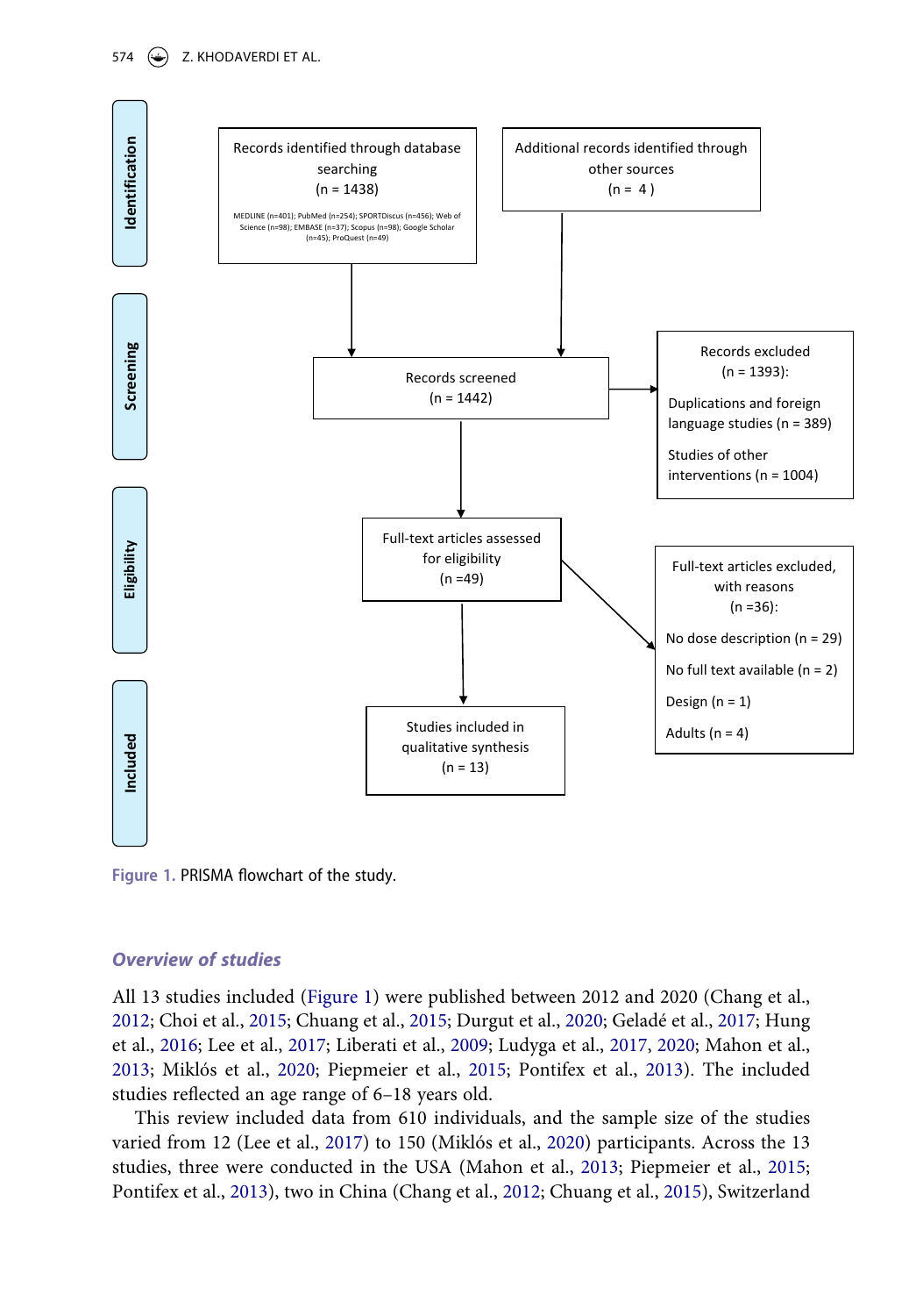**Identification**

Records identified through database searching
(n = 1438)

MEDLINE (n=401); PubMed (n=254); SPORTDiscus (n=456); Web of Science (n=98); EMBASE (n=37); Scopus (n=98); Google Scholar (n=45); ProQuest (n=49)

Additional records identified through other sources
(n = 4)

**Screening**

Records screened
(n = 1442)

Records excluded
(n = 1393):

Duplications and foreign language studies (n = 389)

Studies of other interventions (n = 1004)

**Eligibility**

Full-text articles assessed for eligibility
(n =49)

Full-text articles excluded, with reasons
(n =36):

No dose description (n = 29)

No full text available (n = 2)

Design (n = 1)

Adults (n = 4)

**Included**

Studies included in qualitative synthesis
(n = 13)

Figure 1. PRISMA flowchart of the study.

### *Overview of studies*

All 13 studies included (Figure 1) were published between 2012 and 2020 (Chang et al., 2012; Choi et al., 2015; Chuang et al., 2015; Durgut et al., 2020; Geladé et al., 2017; Hung et al., 2016; Lee et al., 2017; Liberati et al., 2009; Ludyga et al., 2017, 2020; Mahon et al., 2013; Miklós et al., 2020; Piepmeier et al., 2015; Pontifex et al., 2013). The included studies reflected an age range of 6–18 years old.

This review included data from 610 individuals, and the sample size of the studies varied from 12 (Lee et al., 2017) to 150 (Miklós et al., 2020) participants. Across the 13 studies, three were conducted in the USA (Mahon et al., 2013; Piepmeier et al., 2015; Pontifex et al., 2013), two in China (Chang et al., 2012; Chuang et al., 2015), Switzerland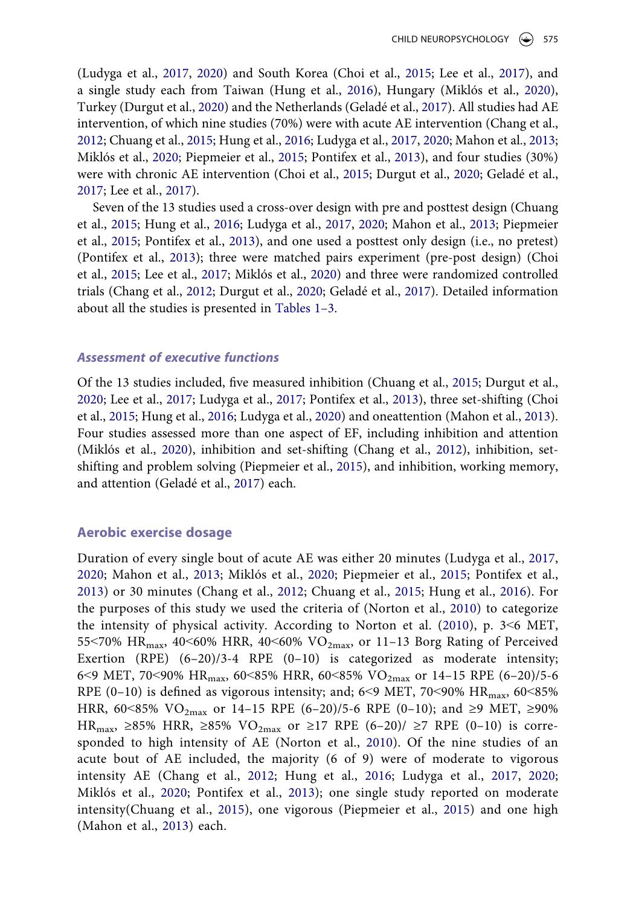(Ludyga et al., 2017, 2020) and South Korea (Choi et al., 2015; Lee et al., 2017), and a single study each from Taiwan (Hung et al., 2016), Hungary (Miklós et al., 2020), Turkey (Durgut et al., 2020) and the Netherlands (Geladé et al., 2017). All studies had AE intervention, of which nine studies (70%) were with acute AE intervention (Chang et al., 2012; Chuang et al., 2015; Hung et al., 2016; Ludyga et al., 2017, 2020; Mahon et al., 2013; Miklós et al., 2020; Piepmeier et al., 2015; Pontifex et al., 2013), and four studies (30%) were with chronic AE intervention (Choi et al., 2015; Durgut et al., 2020; Geladé et al., 2017; Lee et al., 2017).

Seven of the 13 studies used a cross-over design with pre and posttest design (Chuang et al., 2015; Hung et al., 2016; Ludyga et al., 2017, 2020; Mahon et al., 2013; Piepmeier et al., 2015; Pontifex et al., 2013), and one used a posttest only design (i.e., no pretest) (Pontifex et al., 2013); three were matched pairs experiment (pre-post design) (Choi et al., 2015; Lee et al., 2017; Miklós et al., 2020) and three were randomized controlled trials (Chang et al., 2012; Durgut et al., 2020; Geladé et al., 2017). Detailed information about all the studies is presented in Tables 1–3.

### *Assessment of executive functions*

Of the 13 studies included, five measured inhibition (Chuang et al., 2015; Durgut et al., 2020; Lee et al., 2017; Ludyga et al., 2017; Pontifex et al., 2013), three set-shifting (Choi et al., 2015; Hung et al., 2016; Ludyga et al., 2020) and oneattention (Mahon et al., 2013). Four studies assessed more than one aspect of EF, including inhibition and attention (Miklós et al., 2020), inhibition and set-shifting (Chang et al., 2012), inhibition, set-shifting and problem solving (Piepmeier et al., 2015), and inhibition, working memory, and attention (Geladé et al., 2017) each.

## Aerobic exercise dosage

Duration of every single bout of acute AE was either 20 minutes (Ludyga et al., 2017, 2020; Mahon et al., 2013; Miklós et al., 2020; Piepmeier et al., 2015; Pontifex et al., 2013) or 30 minutes (Chang et al., 2012; Chuang et al., 2015; Hung et al., 2016). For the purposes of this study we used the criteria of (Norton et al., 2010) to categorize the intensity of physical activity. According to Norton et al. (2010), p. 3<6 MET, 55<70% $HR_{max}$, 40<60% HRR, 40<60% $VO_{2max}$, or 11–13 Borg Rating of Perceived Exertion (RPE) (6–20)/3-4 RPE (0–10) is categorized as moderate intensity; 6<9 MET, 70<90% $HR_{max}$, 60<85% HRR, 60<85% $VO_{2max}$ or 14–15 RPE (6–20)/5-6 RPE (0–10) is defined as vigorous intensity; and; 6<9 MET, 70<90% $HR_{max}$, 60<85% HRR, 60<85% $VO_{2max}$ or 14–15 RPE (6–20)/5-6 RPE (0–10); and ≥9 MET, ≥90% $HR_{max}$, ≥85% HRR, ≥85% $VO_{2max}$ or ≥17 RPE (6–20)/ ≥7 RPE (0–10) is corresponded to high intensity of AE (Norton et al., 2010). Of the nine studies of an acute bout of AE included, the majority (6 of 9) were of moderate to vigorous intensity AE (Chang et al., 2012; Hung et al., 2016; Ludyga et al., 2017, 2020; Miklós et al., 2020; Pontifex et al., 2013); one single study reported on moderate intensity(Chuang et al., 2015), one vigorous (Piepmeier et al., 2015) and one high (Mahon et al., 2013) each.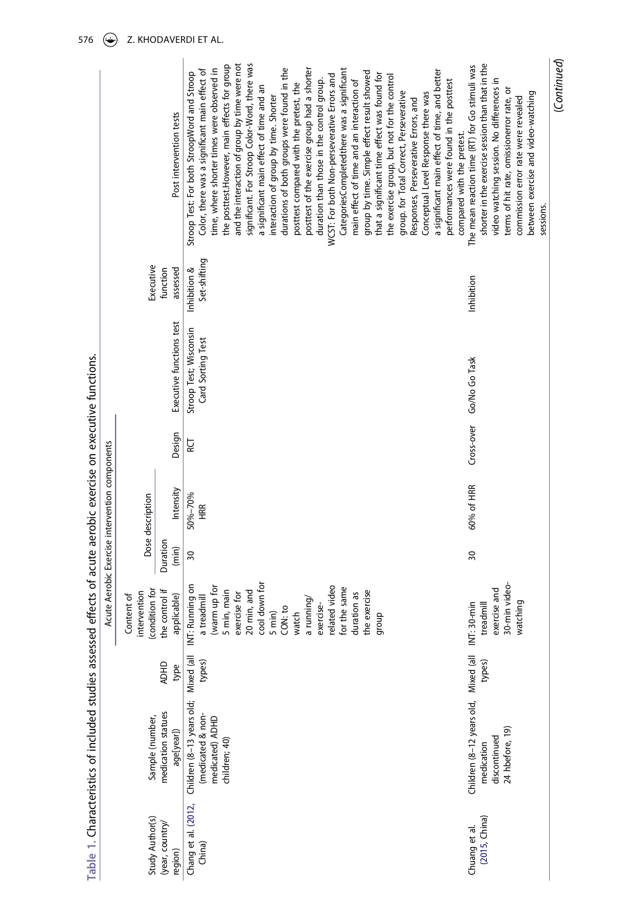**Table 1.** Characteristics of included studies assessed effects of acute aerobic exercise on executive functions.

| Study Author(s) (year, country/ region) | Sample (number, medication statues age[year]) | ADHD type | Acute Aerobic Exercise intervention components | | | | | | |
|---|---|---|---|---|---|---|---|---|---|
| | | | Content of intervention (condition for the control if applicable) | Dose description | | Design | Executive functions test | Executive function assessed | Post intervention tests |
| | | | | Duration (min) | Intensity | | | | |
| Chang et al. (2012, China) | Children (8–13 years old; (medicated & non-medicated) ADHD children; 40) | Mixed (all types) | INT: Running on a treadmill (warm up for 5 min, main exercise for 20 min, and cool down for 5 min) CON: to watch a running/ exercise-related video for the same duration as the exercise group | 30 | 50%–70% HRR | RCT | Stroop Test; Wisconsin Card Sorting Test | Inhibition & Set-shifting | Stroop Test: For both StroopWord and Stroop Color, there was a significant main effect of time, where shorter times were observed in the posttest.However, main effects for group and the interaction of group by time were not significant. For Stroop Color–Word, there was a significant main effect of time and an interaction of group by time. Shorter durations of both groups were found in the posttest compared with the pretest, the posttest of the exercise group had a shorter duration than those in the control group. WCST: For both Non-perseverative Errors and CategoriesCompletedthere was a significant main effect of time and an interaction of group by time. Simple effect result showed that a significant time effect was found for the exercise group, but not for the control group. for Total Correct, Perseverative Responses, Perseverative Errors, and Conceptual Level Response there was a significant main effect of time, and better performances were found in the posttest compared with the pretest. |
| Chuang et al. (2015, China) | Children (8–12 years old, medication discontinued 24 hbefore, 19) | Mixed (all types) | INT: 30-min treadmill exercise and 30-min video-watching | 30 | 60% of HRR | Cross-over | Go/No Go Task | Inhibition | The mean reaction time (RT) for Go stimuli was shorter in the exercise session than that in the video watching session. No differences in terms of hit rate, omissionerror rate, or commission error rate were revealed between exercise and video-watching sessions. |

(Continued)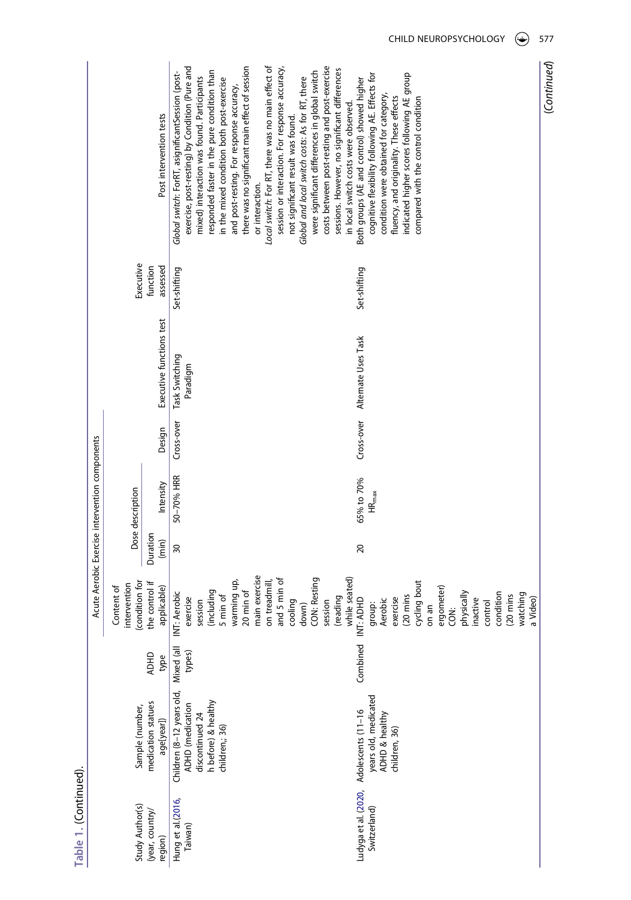Table 1. (Continued).

| Study Author(s) (year, country/ region) | Sample (number, medication statues age(year)) | ADHD type | Acute Aerobic Exercise intervention components | | | | Executive functions test | Executive function assessed | Post intervention tests |
|---|---|---|---|---|---|---|---|---|---|
| | | | Content of intervention (condition for the control if applicable) | Dose description | | Design | | | |
| | | | | Duration (min) | Intensity | | | | |
| Hung et al.(2016, Taiwan) | Children (8–12 years old, ADHD (medication discontinued 24 h before) & healthy children,; 36) | Mixed (all types) | INT: Aerobic exercise session (including 5 min of warming up, 20 min of main exercise on treadmill, and 5 min of cooling down) CON: Resting session (reading while seated) | 30 | 50–70% HRR | Cross-over | Task Switching Paradigm | Set-shifting | *Global switch*: ForRT, asignificantSession (post-exercise, post-resting) by Condition (Pure and mixed) interaction was found. Participants responded faster in the pure condition than in the mixed condition both post-exercise and post-resting. For response accuracy, there was no significant main effect of session or interaction. *Local switch*: For RT, there was no main effect of session or interaction. For response accuracy, not significant result was found. *Global and local switch costs*: As for RT, there were significant differences in global switch costs between post-resting and post-exercise sessions. However, no significant differences in local switch costs were observed. |
| Ludyga et al. (2020, Switzerland) | Adolescents (11–16 years old, medicated ADHD & healthy children, 36) | Combined | INT: ADHD group: Aerobic exercise (20 mins cycling bout on an ergometer) CON: physically inactive control condition (20 mins watching a Video) | 20 | 65% to 70% $HR_{max}$ | Cross-over | Alternate Uses Task | Set-shifting | Both groups (AE and control) showed higher cognitive flexibility following AE. Effects for condition were obtained for category, fluency, and originality. These effects indicated higher scores following AE group compared with the control condition |

(Continued)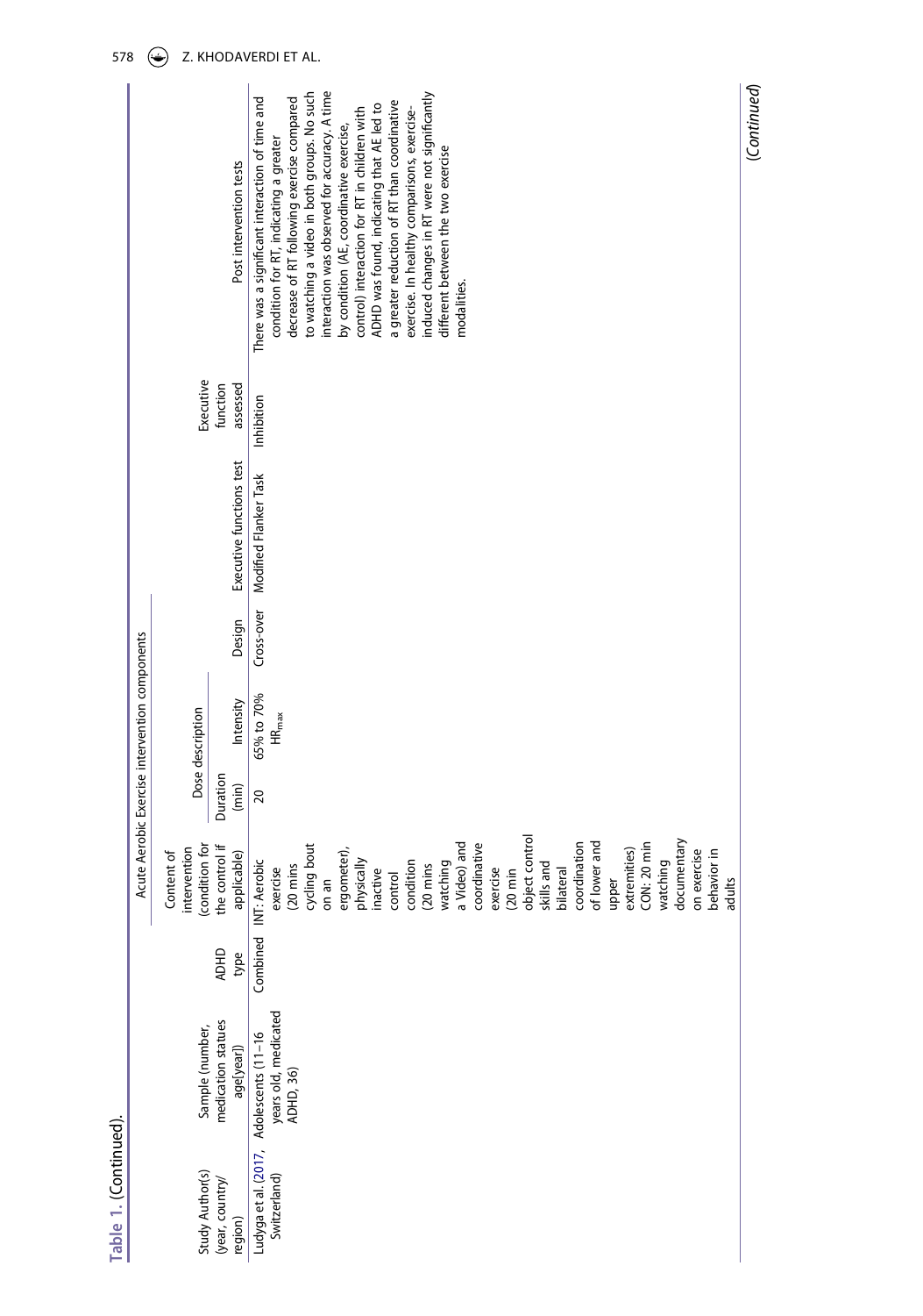**Table 1.** (Continued).

| Study Author(s) (year, country/ region) | Sample (number, medication statues age[year]) | ADHD type | Content of intervention (condition for the control if applicable) | Acute Aerobic Exercise intervention components | | | Executive functions test | Executive function assessed | Post intervention tests |
|---|---|---|---|---|---|---|---|---|---|
| | | | | Dose description | | Design | | | |
| | | | | Duration (min) | Intensity | | | | |
| Ludyga et al. (2017, Switzerland) | Adolescents (11–16 years old, medicated ADHD, 36) | Combined | INT: Aerobic exercise (20 mins cycling bout on an ergometer), physically inactive control condition (20 mins watching a Video) and coordinative exercise (20 min object control skills and bilateral coordination of lower and upper extremities) CON: 20 min watching documentary on exercise behavior in adults | 20 | 65% to 70% $HR_{max}$ | Cross-over | Modified Flanker Task | Inhibition | There was a significant interaction of time and condition for RT, indicating a greater decrease of RT following exercise compared to watching a video in both groups. No such interaction was observed for accuracy. A time by condition (AE, coordinative exercise, control) interaction for RT in children with ADHD was found, indicating that AE led to a greater reduction of RT than coordinative exercise. In healthy comparisons, exercise-induced changes in RT were not significantly different between the two exercise modalities. |

(Continued)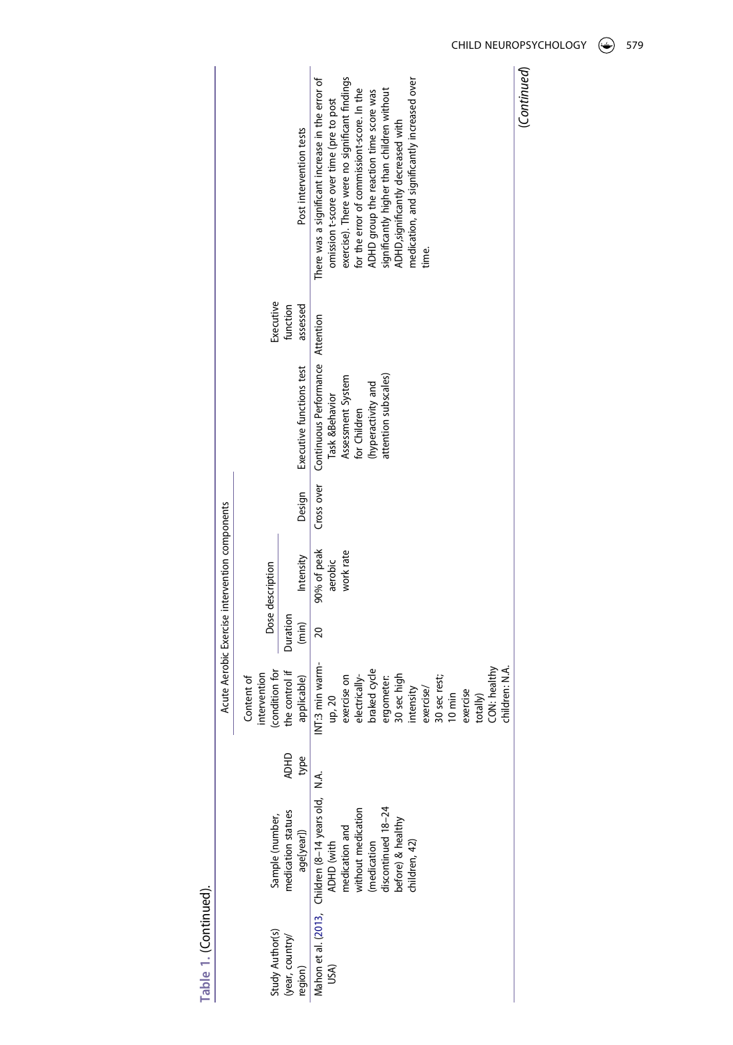Table 1. (Continued).

| Study Author(s) (year, country/ region) | Sample (number, medication statues age[year]) | ADHD type | Acute Aerobic Exercise intervention components | | | | Executive functions test | Executive function assessed | Post intervention tests |
|---|---|---|---|---|---|---|---|---|---|
| | | | Content of intervention (condition for the control if applicable) | Dose description | | Design | | | |
| | | | | Duration (min) | Intensity | | | | |
| Mahon et al. (2013, USA) | Children (8–14 years old, ADHD (with medication and without medication (medication discontinued 18–24 before) & healthy children, 42) | N.A. | INT:3 min warm-up, 20 exercise on electrically-braked cycle ergometer. 30 sec high intensity exercise/ 30 sec rest; 10 min exercise totally) CON: healthy children: N.A. | 20 | 90% of peak aerobic work rate | Cross over | Continuous Performance Task &Behavior Assessment System for Children (hyperactivity and attention subscales) | Attention | There was a significant increase in the error of omission t-score over time (pre to post exercise). There were no significant findings for the error of commission t-score. In the ADHD group the reaction time score was significantly higher than children without ADHD,significantly decreased with medication, and significantly increased over time. |

(Continued)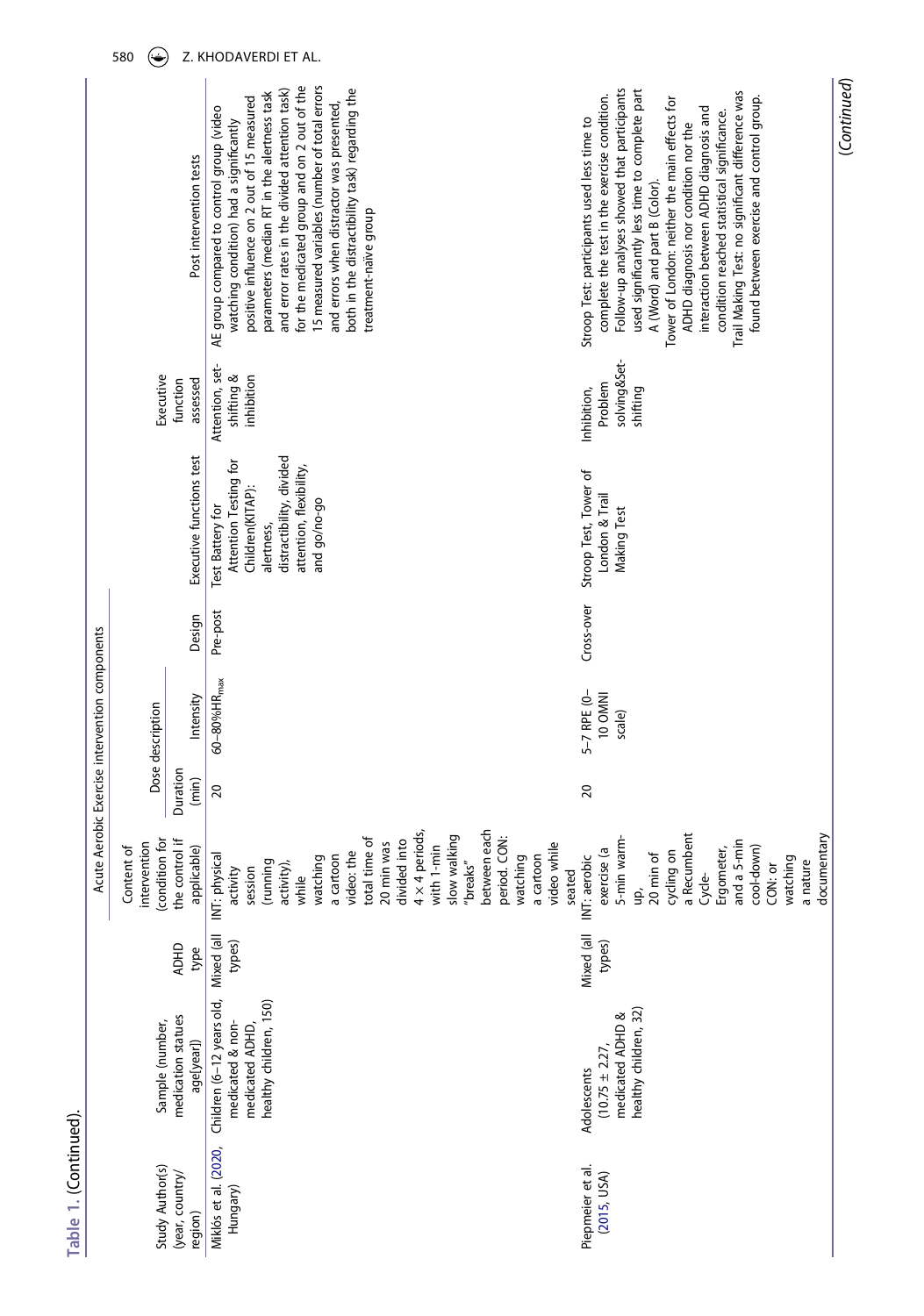**Table 1.** (Continued).

| Study Author(s) (year, country/region) | Sample (number, medication statues age[year]) | ADHD type | Content of intervention (condition for the control if applicable) | Acute Aerobic Exercise intervention components | | | Executive functions test | Executive function assessed | Post intervention tests |
|---|---|---|---|---|---|---|---|---|---|
| | | | | Dose description | | Design | | | |
| | | | | Duration (min) | Intensity | | | | |
| Miklós et al. (2020, Hungary) | Children (6–12 years old, medicated & non-medicated ADHD, healthy children, 150) | Mixed (all types) | INT: physical activity session (running activity), while watching a cartoon video: the total time of 20 min was divided into 4 × 4 periods, with 1-min slow walking "breaks" between each period. CON: watching a cartoon video while seated | 20 | 60–80%$HR_{max}$ | Pre-post | Test Battery for Attention Testing for Children(KITAP): alertness, distractibility, divided attention, flexibility, and go/no-go | Attention, set-shifting & inhibition | AE group compared to control group (video watching condition) had a significantly positive influence on 2 out of 15 measured parameters (median RT in the alertness task and error rates in the divided attention task) for the medicated group and on 2 out of the 15 measured variables (number of total errors and errors when distractor was presented, both in the distractibility task) regarding the treatment-naïve group |
| Piepmeier et al. (2015, USA) | Adolescents (10.75 ± 2.27, medicated ADHD & healthy children, 32) | Mixed (all types) | INT: aerobic exercise (a 5-min warm-up, 20 min of cycling on a Recumbent Cycle-Ergometer, and a 5-min cool-down) CON: or watching a nature documentary | 20 | 5–7 RPE (0–10 OMNI scale) | Cross-over | Stroop Test, Tower of London & Trail Making Test | Inhibition, Problem solving&Set-shifting | Stroop Test: participants used less time to complete the test in the exercise condition. Follow-up analyses showed that participants used significantly less time to complete part A (Word) and part B (Color). Tower of London: neither the main effects for ADHD diagnosis nor the condition nor the interaction between ADHD diagnosis and condition reached statistical significance. Trail Making Test: no significant difference was found between exercise and control group. |

(*Continued*)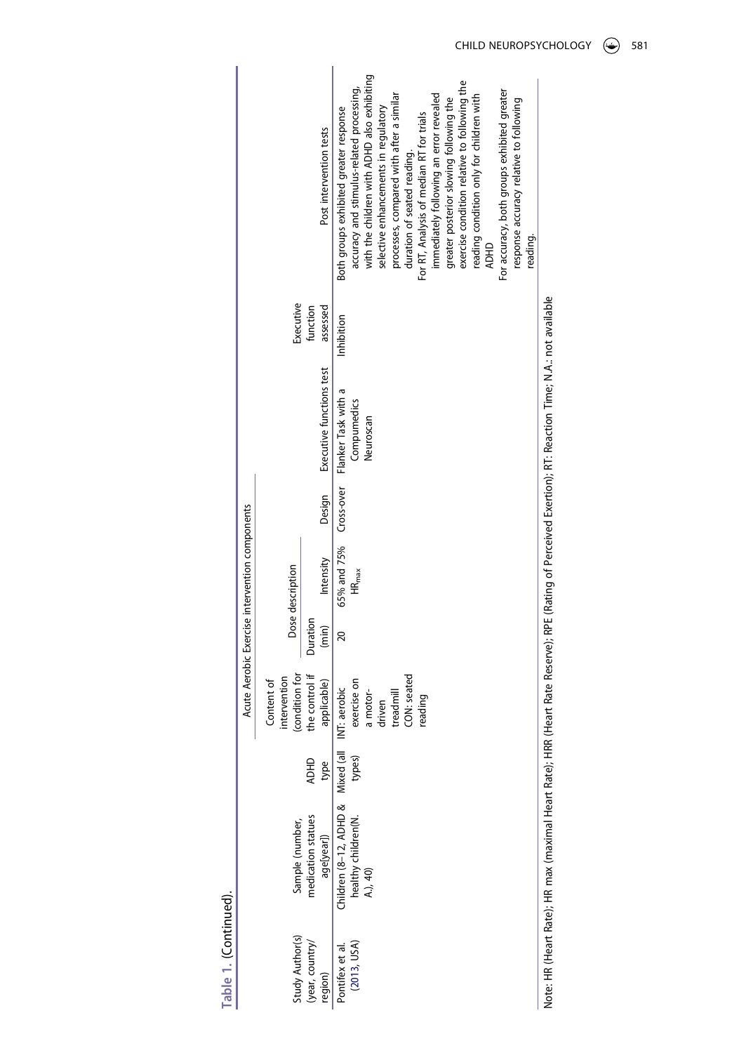Table 1. (Continued).

| Study Author(s) (year, country/ region) | Sample (number, medication statues age(year)) | ADHD type | Acute Aerobic Exercise intervention components | | | | Executive functions test | Executive function assessed | Post intervention tests |
|---|---|---|---|---|---|---|---|---|---|
| | | | Content of intervention (condition for the control if applicable) | Dose description | | Design | | | |
| | | | | Duration (min) | Intensity | | | | |
| Pontifex et al. (2013, USA) | Children (8–12, ADHD & healthy children(N. A.), 40) | Mixed (all types) | INT: aerobic exercise on a motor-driven treadmill CON: seated reading | 20 | 65% and 75% $HR_{max}$ | Cross-over | Flanker Task with a Compumedics Neuroscan | Inhibition | Both groups exhibited greater response accuracy and stimulus-related processing, with the children with ADHD also exhibiting selective enhancements in regulatory processes, compared with after a similar duration of seated reading. For RT, Analysis of median RT for trials immediately following an error revealed greater posterior slowing following the exercise condition relative to following the reading condition only for children with ADHD For accuracy, both groups exhibited greater response accuracy relative to following reading. |

Note: HR (Heart Rate); HR max (maximal Heart Rate); HRR (Heart Rate Reserve); RPE (Rating of Perceived Exertion); RT: Reaction Time; N.A.: not available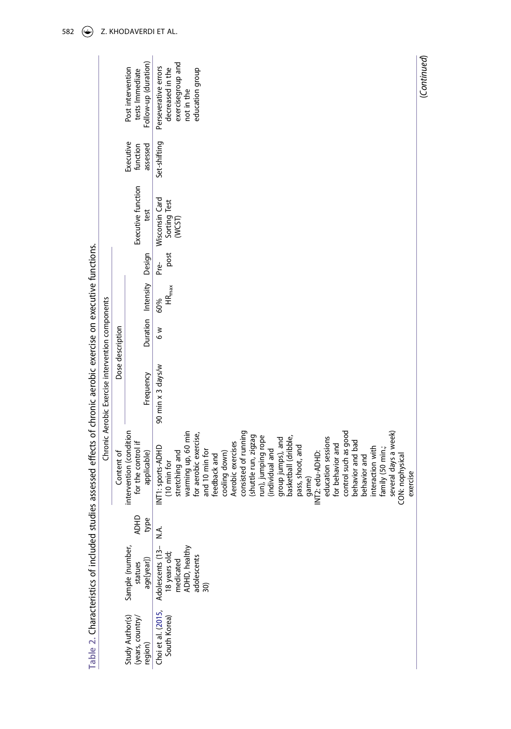**Table 2.** Characteristics of included studies assessed effects of chronic aerobic exercise on executive functions.

| Study Author(s) (years, country/ region) | Sample (number, statues age[year]) | ADHD type | Chronic Aerobic Exercise intervention components: Content of intervention (condition for the control if applicable) | Dose description: Frequency | Duration | Intensity | Design | Executive function test | Executive function assessed | Post intervention tests Immediate Follow-up (duration) |
|---|---|---|---|---|---|---|---|---|---|---|
| Choi et al. (2015, South Korea) | Adolescents (13–18 years old; medicated ADHD, healthy adolescents 30) | N.A. | INT1: sports-ADHD (10 min for stretching and warming up, 60 min for aerobic exercise, and 10 min for feedback and cooling down) Aerobic exercises consisted of running (shuttle run, zigzag run), jumping rope (individual and group jumps), and basketball (dribble, pass, shoot, and game) INT2: edu-ADHD: education sessions for behavior and control such as good behavior and bad behavior and interaction with family (50 min.; several days a week) CON: nophysical exercise | 90 min x 3 days/w | 6 w | 60% $HR_{max}$ | Pre-post | Wisconsin Card Sorting Test (WCST) | Set-shifting | Perseverative errors decreased in the exercisegroup and not in the education group |

(*Continued*)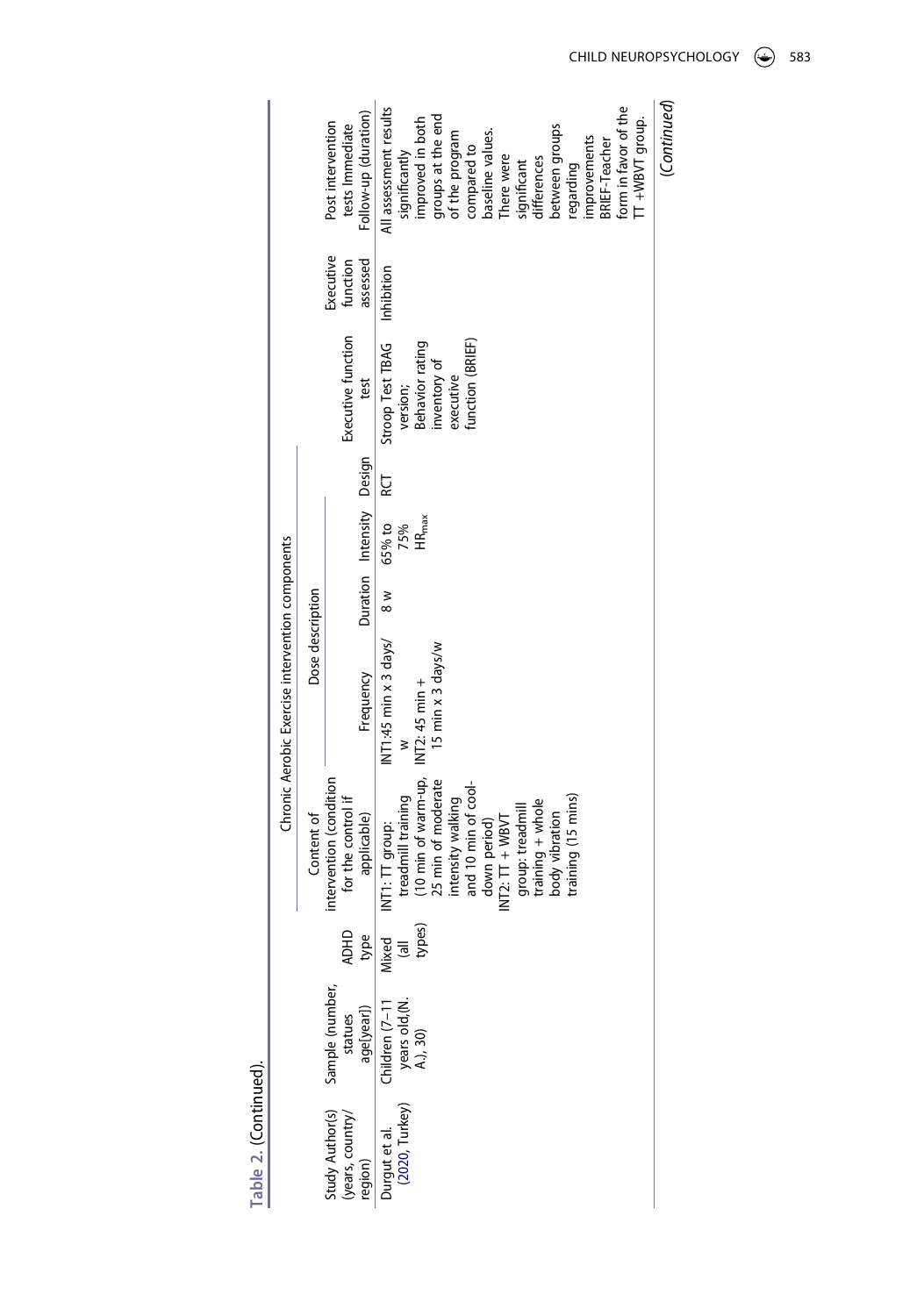**Table 2.** (Continued).

| Study Author(s) (years, country/ region) | Sample (number, statues age[year]) | ADHD type | Chronic Aerobic Exercise intervention components | | | | | | | |
|---|---|---|---|---|---|---|---|---|---|---|
| | | | Content of intervention (condition for the control if applicable) | Dose description | | | Design | Executive function test | Executive function assessed | Post intervention tests Immediate Follow-up (duration) |
| | | | | Frequency | Duration | Intensity | | | | |
| Durgut et al. (2020, Turkey) | Children (7–11 years old,(N. A.), 30) | Mixed (all types) | INT1: TT group: treadmill training (10 min of warm-up, 25 min of moderate intensity walking and 10 min of cool-down period) INT2: TT + WBVT group: treadmill training + whole body vibration training (15 mins) | INT1:45 min x 3 days/ w INT2: 45 min + 15 min x 3 days/w | 8 w | 65% to 75% $HR_{max}$ | RCT | Stroop Test TBAG version; Behavior rating inventory of executive function (BRIEF) | Inhibition | All assessment results significantly improved in both groups at the end of the program compared to baseline values. There were significant differences between groups regarding improvements BRIEF-Teacher form in favor of the TT +WBVT group. |

(*Continued*)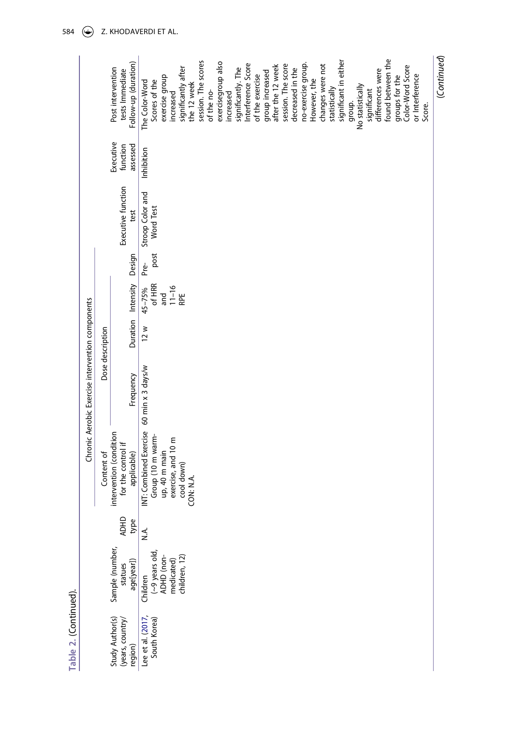**Table 2.** (Continued).

| Study Author(s) (years, country/ region) | Sample (number, statues age[year]) | ADHD type | Chronic Aerobic Exercise intervention components | | | | | | | |
|---|---|---|---|---|---|---|---|---|---|---|
| | | | Content of intervention (condition for the control if applicable) | Dose description | | | Design | Executive function test | Executive function assessed | Post intervention tests Immediate Follow-up (duration) |
| | | | | Frequency | Duration | Intensity | | | | |
| Lee et al. (2017, South Korea) | Children (~9 years old, ADHD (non-medicated) children, 12) | N.A. | INT: Combined Exercise Group (10 m warm-up, 40 m main exercise, and 10 m cool down) CON: N.A. | 60 min x 3 days/w | 12 w | 45–75% of HRR and 11–16 RPE | Pre-post | Stroop Color and Word Test | Inhibition | The Color-Word Scores of the exercise group increased significantly after the 12 week session. The scores of the no-exercisegroup also increased significantly. The Interference Score of the exercise group increased after the 12 week session. The score decreased in the no-exercise group. However, the changes were not statistically significant in either group. No statistically significant differences were found between the groups for the Color-Word Score or Interference Score. |

(Continued)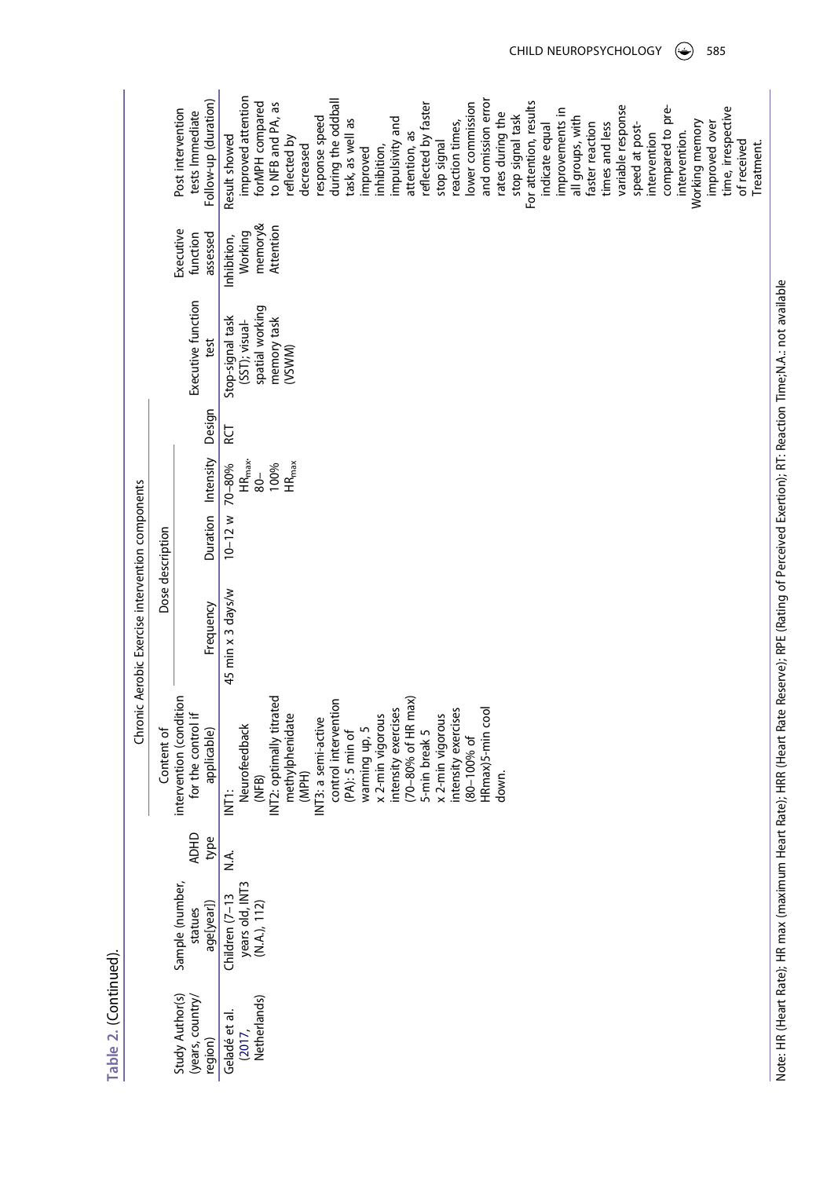**Table 2.** (Continued).

| Study Author(s) (years, country/ region) | Sample (number, statues age[year]) | ADHD type | Content of intervention (condition for the control if applicable) | Chronic Aerobic Exercise intervention components | | | Design | Executive function test | Executive function assessed | Post intervention tests Immediate Follow-up (duration) |
|---|---|---|---|---|---|---|---|---|---|---|
| | | | | Dose description | | | | | | |
| | | | | Frequency | Duration | Intensity | | | | |
| Geladé et al. (2017, Netherlands) | Children (7–13 years old, INT3 (N.A.), 112) | N.A. | INT1: Neurofeedback (NFB) INT2: optimally titrated methylphenidate (MPH) INT3: a semi-active control intervention (PA): 5 min of warming up, 5 x 2-min vigorous intensity exercises (70–80% of HR max) 5-min break 5 x 2-min vigorous intensity exercises (80–100% of HRmax)5-min cool down. | 45 min x 3 days/w | 10–12 w | 70–80% $HR_{max}$, 80–100% $HR_{max}$ | RCT | Stop-signal task (SST); visual-spatial working memory task (VSWM) | Inhibition, Working memory& Attention | Result showed improved attention forMPH compared to NFB and PA, as reflected by decreased response speed during the oddball task, as well as improved inhibition, impulsivity and attention, as reflected by faster stop signal reaction times, lower commission and omission error rates during the stop signal task For attention, results indicate equal improvements in all groups, with faster reaction times and less variable response speed at post-intervention compared to pre-intervention. Working memory improved over time, irrespective of received Treatment. |

Note: HR (Heart Rate); HR max (maximum Heart Rate); HRR (Heart Rate Reserve); RPE (Rating of Perceived Exertion); RT: Reaction Time;N.A.: not available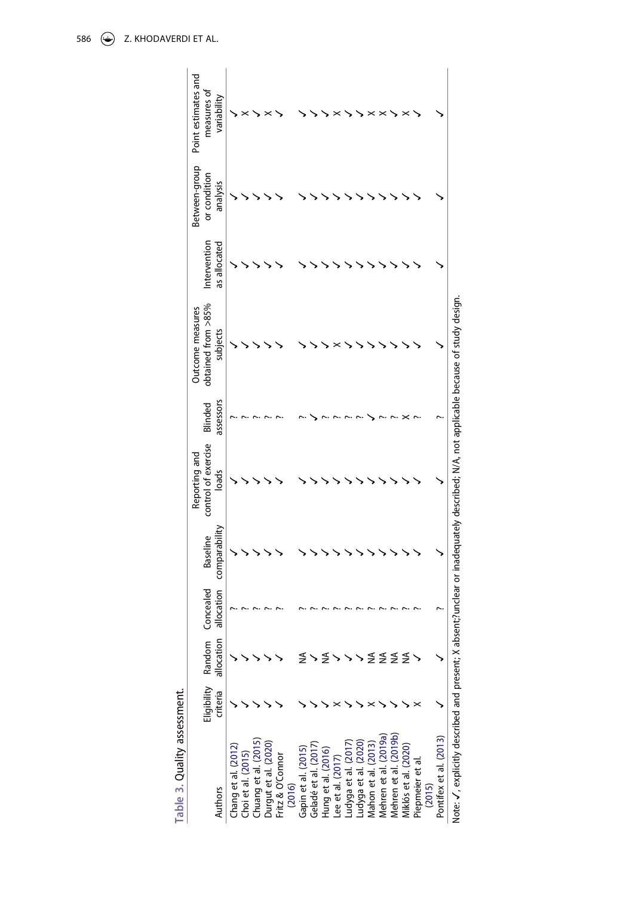**Table 3.** Quality assessment.

| Authors | Eligibility criteria | Random allocation | Concealed allocation | Baseline comparability | Reporting and control of exercise loads | Blinded assessors | Outcome measures obtained from >85% subjects | Intervention as allocated | Between-group or condition analysis | Point estimates and measures of variability |
|---|---|---|---|---|---|---|---|---|---|---|
| Chang et al. (2012) | ✓ | ✓ | ? | ✓ | ✓ | ? | ✓ | ✓ | ✓ | ✓ |
| Choi et al. (2015) | ✓ | ✓ | ? | ✓ | ✓ | ? | ✓ | ✓ | ✓ | × |
| Chuang et al. (2015) | ✓ | ✓ | ? | ✓ | ✓ | ? | ✓ | ✓ | ✓ | ✓ |
| Durgut et al. (2020) | ✓ | ✓ | ? | ✓ | ✓ | ? | ✓ | ✓ | ✓ | × |
| Fritz & O'Connor (2016) | ✓ | ✓ | ? | ✓ | ✓ | ? | ✓ | ✓ | ✓ | ✓ |
| Gapin et al. (2015) | ✓ | NA | ? | ✓ | ✓ | ? | ✓ | ✓ | ✓ | ✓ |
| Geladé et al. (2017) | ✓ | ✓ | ? | ✓ | ✓ | ✓ | ✓ | ✓ | ✓ | ✓ |
| Hung et al. (2016) | ✓ | NA | ? | ✓ | ✓ | ? | ✓ | ✓ | ✓ | ✓ |
| Lee et al. (2017) | × | ✓ | ? | ✓ | ✓ | ? | × | ✓ | ✓ | × |
| Ludyga et al. (2017) | ✓ | ✓ | ? | ✓ | ✓ | ? | ✓ | ✓ | ✓ | ✓ |
| Ludyga et al. (2020) | ✓ | ✓ | ? | ✓ | ✓ | ? | ✓ | ✓ | ✓ | ✓ |
| Mahon et al. (2013) | × | NA | ? | ✓ | ✓ | ✓ | ✓ | ✓ | ✓ | × |
| Mehren et al. (2019a) | ✓ | NA | ? | ✓ | ✓ | ? | ✓ | ✓ | ✓ | × |
| Mehren et al. (2019b) | ✓ | NA | ? | ✓ | ✓ | ? | ✓ | ✓ | ✓ | ✓ |
| Miklós et al. (2020) | ✓ | NA | ? | ✓ | ✓ | × | ✓ | ✓ | ✓ | × |
| Piepmeier et al. (2015) | × | ✓ | ? | ✓ | ✓ | ? | ✓ | ✓ | ✓ | ✓ |
| Pontifex et al. (2013) | ✓ | ✓ | ? | ✓ | ✓ | ? | ✓ | ✓ | ✓ | ✓ |

Note: ✓, explicitly described and present; X absent;?unclear or inadequately described; N/A, not applicable because of study design.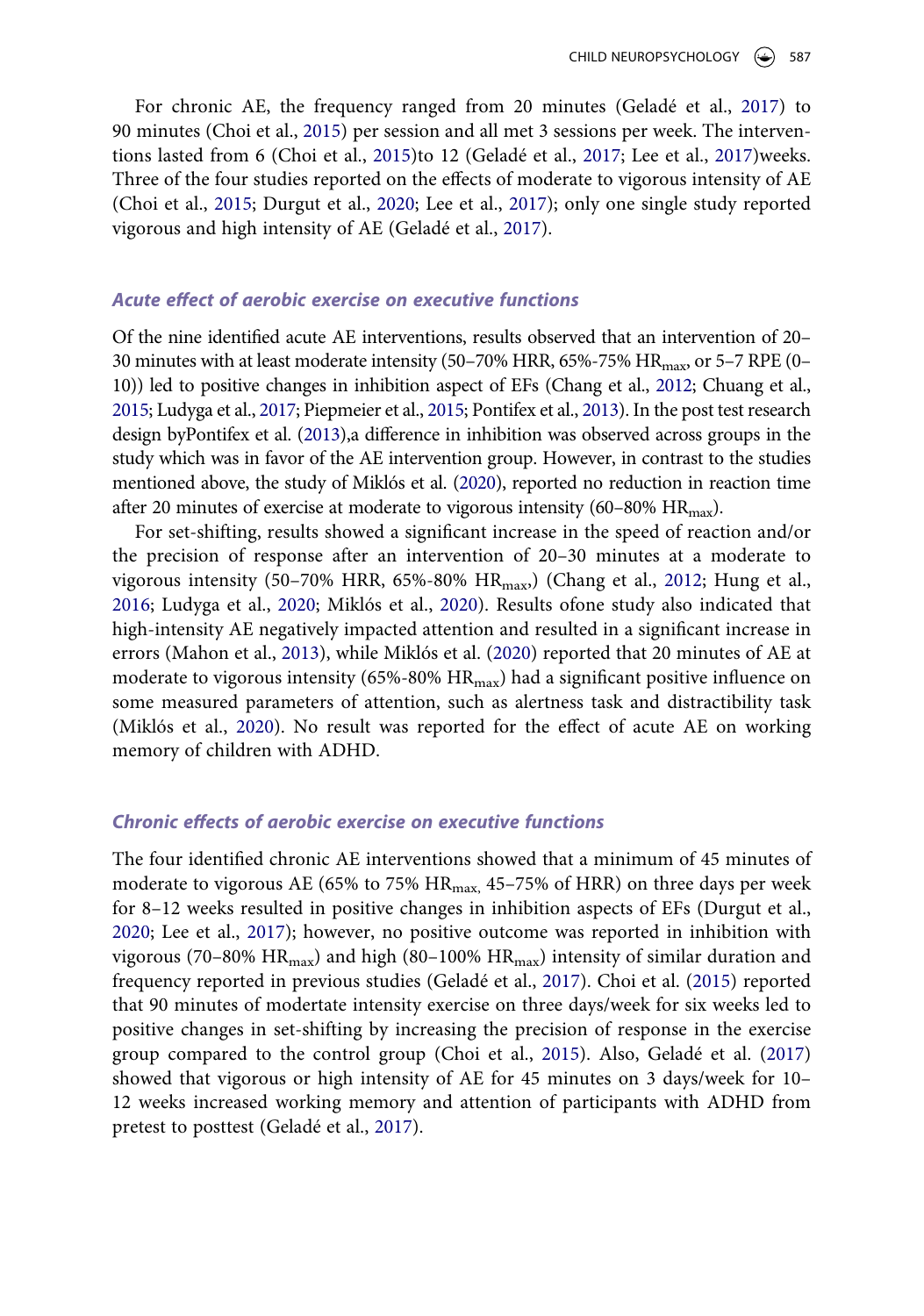For chronic AE, the frequency ranged from 20 minutes (Geladé et al., 2017) to 90 minutes (Choi et al., 2015) per session and all met 3 sessions per week. The interventions lasted from 6 (Choi et al., 2015)to 12 (Geladé et al., 2017; Lee et al., 2017)weeks. Three of the four studies reported on the effects of moderate to vigorous intensity of AE (Choi et al., 2015; Durgut et al., 2020; Lee et al., 2017); only one single study reported vigorous and high intensity of AE (Geladé et al., 2017).

### *Acute effect of aerobic exercise on executive functions*

Of the nine identified acute AE interventions, results observed that an intervention of 20–30 minutes with at least moderate intensity (50–70% HRR, 65%-75% $HR_{max}$, or 5–7 RPE (0–10)) led to positive changes in inhibition aspect of EFs (Chang et al., 2012; Chuang et al., 2015; Ludyga et al., 2017; Piepmeier et al., 2015; Pontifex et al., 2013). In the post test research design byPontifex et al. (2013),a difference in inhibition was observed across groups in the study which was in favor of the AE intervention group. However, in contrast to the studies mentioned above, the study of Miklós et al. (2020), reported no reduction in reaction time after 20 minutes of exercise at moderate to vigorous intensity (60–80% $HR_{max}$).

For set-shifting, results showed a significant increase in the speed of reaction and/or the precision of response after an intervention of 20–30 minutes at a moderate to vigorous intensity (50–70% HRR, 65%-80% $HR_{max}$,) (Chang et al., 2012; Hung et al., 2016; Ludyga et al., 2020; Miklós et al., 2020). Results ofone study also indicated that high-intensity AE negatively impacted attention and resulted in a significant increase in errors (Mahon et al., 2013), while Miklós et al. (2020) reported that 20 minutes of AE at moderate to vigorous intensity (65%-80% $HR_{max}$) had a significant positive influence on some measured parameters of attention, such as alertness task and distractibility task (Miklós et al., 2020). No result was reported for the effect of acute AE on working memory of children with ADHD.

### *Chronic effects of aerobic exercise on executive functions*

The four identified chronic AE interventions showed that a minimum of 45 minutes of moderate to vigorous AE (65% to 75% $HR_{max}$, 45–75% of HRR) on three days per week for 8–12 weeks resulted in positive changes in inhibition aspects of EFs (Durgut et al., 2020; Lee et al., 2017); however, no positive outcome was reported in inhibition with vigorous (70–80% $HR_{max}$) and high (80–100% $HR_{max}$) intensity of similar duration and frequency reported in previous studies (Geladé et al., 2017). Choi et al. (2015) reported that 90 minutes of modertate intensity exercise on three days/week for six weeks led to positive changes in set-shifting by increasing the precision of response in the exercise group compared to the control group (Choi et al., 2015). Also, Geladé et al. (2017) showed that vigorous or high intensity of AE for 45 minutes on 3 days/week for 10–12 weeks increased working memory and attention of participants with ADHD from pretest to posttest (Geladé et al., 2017).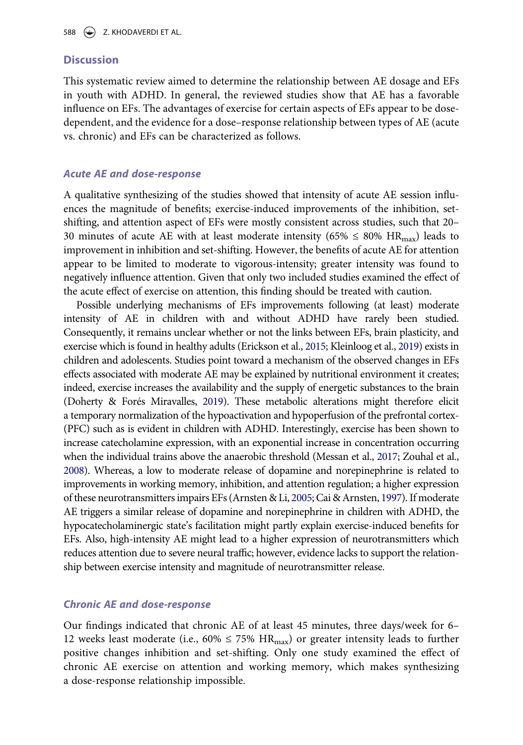## Discussion

This systematic review aimed to determine the relationship between AE dosage and EFs in youth with ADHD. In general, the reviewed studies show that AE has a favorable influence on EFs. The advantages of exercise for certain aspects of EFs appear to be dose-dependent, and the evidence for a dose–response relationship between types of AE (acute vs. chronic) and EFs can be characterized as follows.

### *Acute AE and dose-response*

A qualitative synthesizing of the studies showed that intensity of acute AE session influences the magnitude of benefits; exercise-induced improvements of the inhibition, set-shifting, and attention aspect of EFs were mostly consistent across studies, such that 20–30 minutes of acute AE with at least moderate intensity (65% ≤ 80% $HR_{max}$) leads to improvement in inhibition and set-shifting. However, the benefits of acute AE for attention appear to be limited to moderate to vigorous-intensity; greater intensity was found to negatively influence attention. Given that only two included studies examined the effect of the acute effect of exercise on attention, this finding should be treated with caution.

Possible underlying mechanisms of EFs improvements following (at least) moderate intensity of AE in children with and without ADHD have rarely been studied. Consequently, it remains unclear whether or not the links between EFs, brain plasticity, and exercise which is found in healthy adults (Erickson et al., 2015; Kleinloog et al., 2019) exists in children and adolescents. Studies point toward a mechanism of the observed changes in EFs effects associated with moderate AE may be explained by nutritional environment it creates; indeed, exercise increases the availability and the supply of energetic substances to the brain (Doherty & Forés Miravalles, 2019). These metabolic alterations might therefore elicit a temporary normalization of the hypoactivation and hypoperfusion of the prefrontal cortex-(PFC) such as is evident in children with ADHD. Interestingly, exercise has been shown to increase catecholamine expression, with an exponential increase in concentration occurring when the individual trains above the anaerobic threshold (Messan et al., 2017; Zouhal et al., 2008). Whereas, a low to moderate release of dopamine and norepinephrine is related to improvements in working memory, inhibition, and attention regulation; a higher expression of these neurotransmitters impairs EFs (Arnsten & Li, 2005; Cai & Arnsten, 1997). If moderate AE triggers a similar release of dopamine and norepinephrine in children with ADHD, the hypocatecholaminergic state's facilitation might partly explain exercise-induced benefits for EFs. Also, high-intensity AE might lead to a higher expression of neurotransmitters which reduces attention due to severe neural traffic; however, evidence lacks to support the relationship between exercise intensity and magnitude of neurotransmitter release.

### *Chronic AE and dose-response*

Our findings indicated that chronic AE of at least 45 minutes, three days/week for 6–12 weeks least moderate (i.e., 60% ≤ 75% $HR_{max}$) or greater intensity leads to further positive changes inhibition and set-shifting. Only one study examined the effect of chronic AE exercise on attention and working memory, which makes synthesizing a dose-response relationship impossible.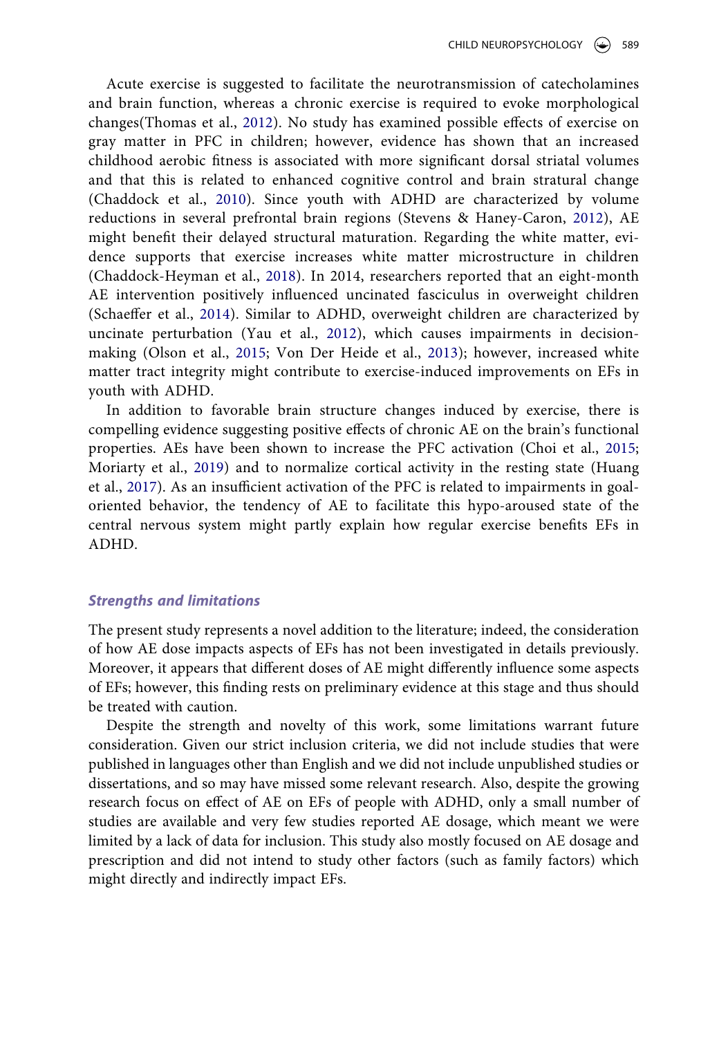Acute exercise is suggested to facilitate the neurotransmission of catecholamines and brain function, whereas a chronic exercise is required to evoke morphological changes(Thomas et al., 2012). No study has examined possible effects of exercise on gray matter in PFC in children; however, evidence has shown that an increased childhood aerobic fitness is associated with more significant dorsal striatal volumes and that this is related to enhanced cognitive control and brain stratural change (Chaddock et al., 2010). Since youth with ADHD are characterized by volume reductions in several prefrontal brain regions (Stevens & Haney-Caron, 2012), AE might benefit their delayed structural maturation. Regarding the white matter, evidence supports that exercise increases white matter microstructure in children (Chaddock-Heyman et al., 2018). In 2014, researchers reported that an eight-month AE intervention positively influenced uncinated fasciculus in overweight children (Schaeffer et al., 2014). Similar to ADHD, overweight children are characterized by uncinate perturbation (Yau et al., 2012), which causes impairments in decision-making (Olson et al., 2015; Von Der Heide et al., 2013); however, increased white matter tract integrity might contribute to exercise-induced improvements on EFs in youth with ADHD.

In addition to favorable brain structure changes induced by exercise, there is compelling evidence suggesting positive effects of chronic AE on the brain's functional properties. AEs have been shown to increase the PFC activation (Choi et al., 2015; Moriarty et al., 2019) and to normalize cortical activity in the resting state (Huang et al., 2017). As an insufficient activation of the PFC is related to impairments in goal-oriented behavior, the tendency of AE to facilitate this hypo-aroused state of the central nervous system might partly explain how regular exercise benefits EFs in ADHD.

### *Strengths and limitations*

The present study represents a novel addition to the literature; indeed, the consideration of how AE dose impacts aspects of EFs has not been investigated in details previously. Moreover, it appears that different doses of AE might differently influence some aspects of EFs; however, this finding rests on preliminary evidence at this stage and thus should be treated with caution.

Despite the strength and novelty of this work, some limitations warrant future consideration. Given our strict inclusion criteria, we did not include studies that were published in languages other than English and we did not include unpublished studies or dissertations, and so may have missed some relevant research. Also, despite the growing research focus on effect of AE on EFs of people with ADHD, only a small number of studies are available and very few studies reported AE dosage, which meant we were limited by a lack of data for inclusion. This study also mostly focused on AE dosage and prescription and did not intend to study other factors (such as family factors) which might directly and indirectly impact EFs.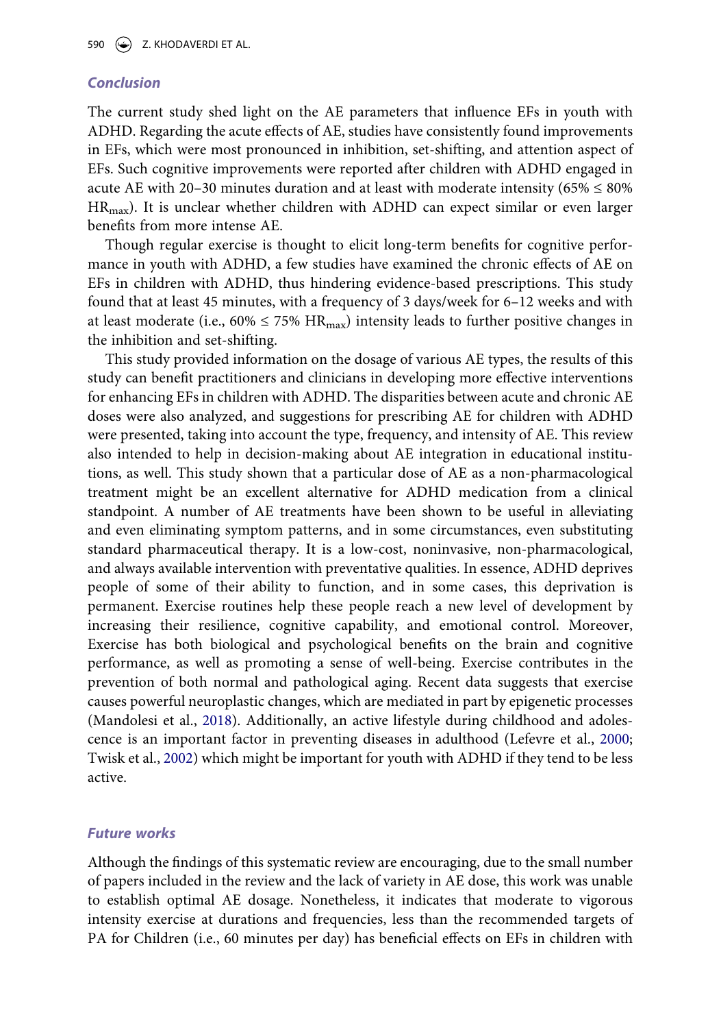### *Conclusion*

The current study shed light on the AE parameters that influence EFs in youth with ADHD. Regarding the acute effects of AE, studies have consistently found improvements in EFs, which were most pronounced in inhibition, set-shifting, and attention aspect of EFs. Such cognitive improvements were reported after children with ADHD engaged in acute AE with 20–30 minutes duration and at least with moderate intensity (65% ≤ 80% $HR_{max}$). It is unclear whether children with ADHD can expect similar or even larger benefits from more intense AE.

Though regular exercise is thought to elicit long-term benefits for cognitive performance in youth with ADHD, a few studies have examined the chronic effects of AE on EFs in children with ADHD, thus hindering evidence-based prescriptions. This study found that at least 45 minutes, with a frequency of 3 days/week for 6–12 weeks and with at least moderate (i.e., 60% ≤ 75% $HR_{max}$) intensity leads to further positive changes in the inhibition and set-shifting.

This study provided information on the dosage of various AE types, the results of this study can benefit practitioners and clinicians in developing more effective interventions for enhancing EFs in children with ADHD. The disparities between acute and chronic AE doses were also analyzed, and suggestions for prescribing AE for children with ADHD were presented, taking into account the type, frequency, and intensity of AE. This review also intended to help in decision-making about AE integration in educational institutions, as well. This study shown that a particular dose of AE as a non-pharmacological treatment might be an excellent alternative for ADHD medication from a clinical standpoint. A number of AE treatments have been shown to be useful in alleviating and even eliminating symptom patterns, and in some circumstances, even substituting standard pharmaceutical therapy. It is a low-cost, noninvasive, non-pharmacological, and always available intervention with preventative qualities. In essence, ADHD deprives people of some of their ability to function, and in some cases, this deprivation is permanent. Exercise routines help these people reach a new level of development by increasing their resilience, cognitive capability, and emotional control. Moreover, Exercise has both biological and psychological benefits on the brain and cognitive performance, as well as promoting a sense of well-being. Exercise contributes in the prevention of both normal and pathological aging. Recent data suggests that exercise causes powerful neuroplastic changes, which are mediated in part by epigenetic processes (Mandolesi et al., 2018). Additionally, an active lifestyle during childhood and adolescence is an important factor in preventing diseases in adulthood (Lefevre et al., 2000; Twisk et al., 2002) which might be important for youth with ADHD if they tend to be less active.

### *Future works*

Although the findings of this systematic review are encouraging, due to the small number of papers included in the review and the lack of variety in AE dose, this work was unable to establish optimal AE dosage. Nonetheless, it indicates that moderate to vigorous intensity exercise at durations and frequencies, less than the recommended targets of PA for Children (i.e., 60 minutes per day) has beneficial effects on EFs in children with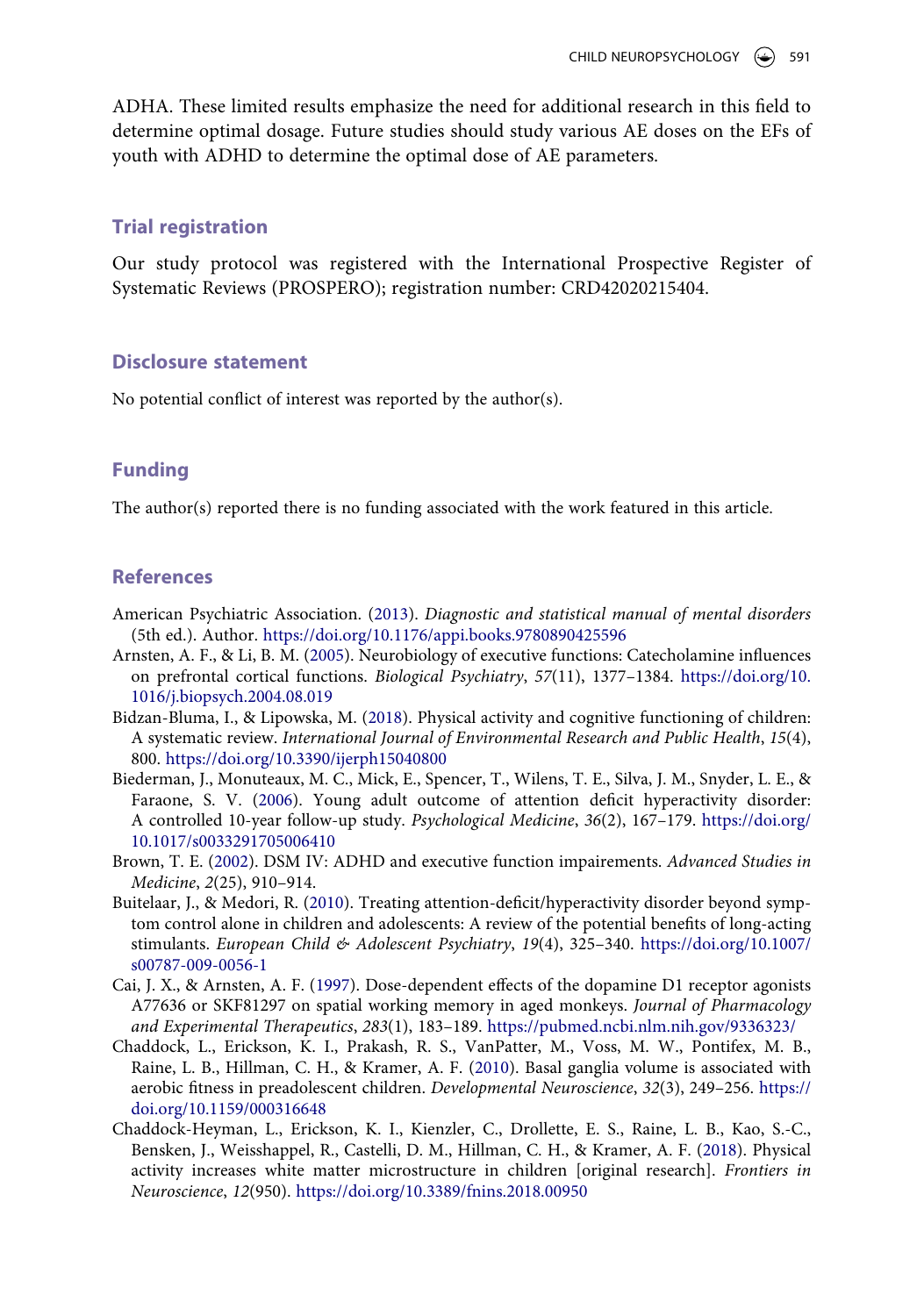ADHA. These limited results emphasize the need for additional research in this field to determine optimal dosage. Future studies should study various AE doses on the EFs of youth with ADHD to determine the optimal dose of AE parameters.

## Trial registration

Our study protocol was registered with the International Prospective Register of Systematic Reviews (PROSPERO); registration number: CRD42020215404.

## Disclosure statement

No potential conflict of interest was reported by the author(s).

## Funding

The author(s) reported there is no funding associated with the work featured in this article.

## References

American Psychiatric Association. (2013). *Diagnostic and statistical manual of mental disorders* (5th ed.). Author. https://doi.org/10.1176/appi.books.9780890425596

Arnsten, A. F., & Li, B. M. (2005). Neurobiology of executive functions: Catecholamine influences on prefrontal cortical functions. *Biological Psychiatry*, *57*(11), 1377–1384. https://doi.org/10.1016/j.biopsych.2004.08.019

Bidzan-Bluma, I., & Lipowska, M. (2018). Physical activity and cognitive functioning of children: A systematic review. *International Journal of Environmental Research and Public Health*, *15*(4), 800. https://doi.org/10.3390/ijerph15040800

Biederman, J., Monuteaux, M. C., Mick, E., Spencer, T., Wilens, T. E., Silva, J. M., Snyder, L. E., & Faraone, S. V. (2006). Young adult outcome of attention deficit hyperactivity disorder: A controlled 10-year follow-up study. *Psychological Medicine*, *36*(2), 167–179. https://doi.org/10.1017/s0033291705006410

Brown, T. E. (2002). DSM IV: ADHD and executive function impairements. *Advanced Studies in Medicine*, *2*(25), 910–914.

Buitelaar, J., & Medori, R. (2010). Treating attention-deficit/hyperactivity disorder beyond symptom control alone in children and adolescents: A review of the potential benefits of long-acting stimulants. *European Child & Adolescent Psychiatry*, *19*(4), 325–340. https://doi.org/10.1007/s00787-009-0056-1

Cai, J. X., & Arnsten, A. F. (1997). Dose-dependent effects of the dopamine D1 receptor agonists A77636 or SKF81297 on spatial working memory in aged monkeys. *Journal of Pharmacology and Experimental Therapeutics*, *283*(1), 183–189. https://pubmed.ncbi.nlm.nih.gov/9336323/

Chaddock, L., Erickson, K. I., Prakash, R. S., VanPatter, M., Voss, M. W., Pontifex, M. B., Raine, L. B., Hillman, C. H., & Kramer, A. F. (2010). Basal ganglia volume is associated with aerobic fitness in preadolescent children. *Developmental Neuroscience*, *32*(3), 249–256. https://doi.org/10.1159/000316648

Chaddock-Heyman, L., Erickson, K. I., Kienzler, C., Drollette, E. S., Raine, L. B., Kao, S.-C., Bensken, J., Weisshappel, R., Castelli, D. M., Hillman, C. H., & Kramer, A. F. (2018). Physical activity increases white matter microstructure in children [original research]. *Frontiers in Neuroscience*, *12*(950). https://doi.org/10.3389/fnins.2018.00950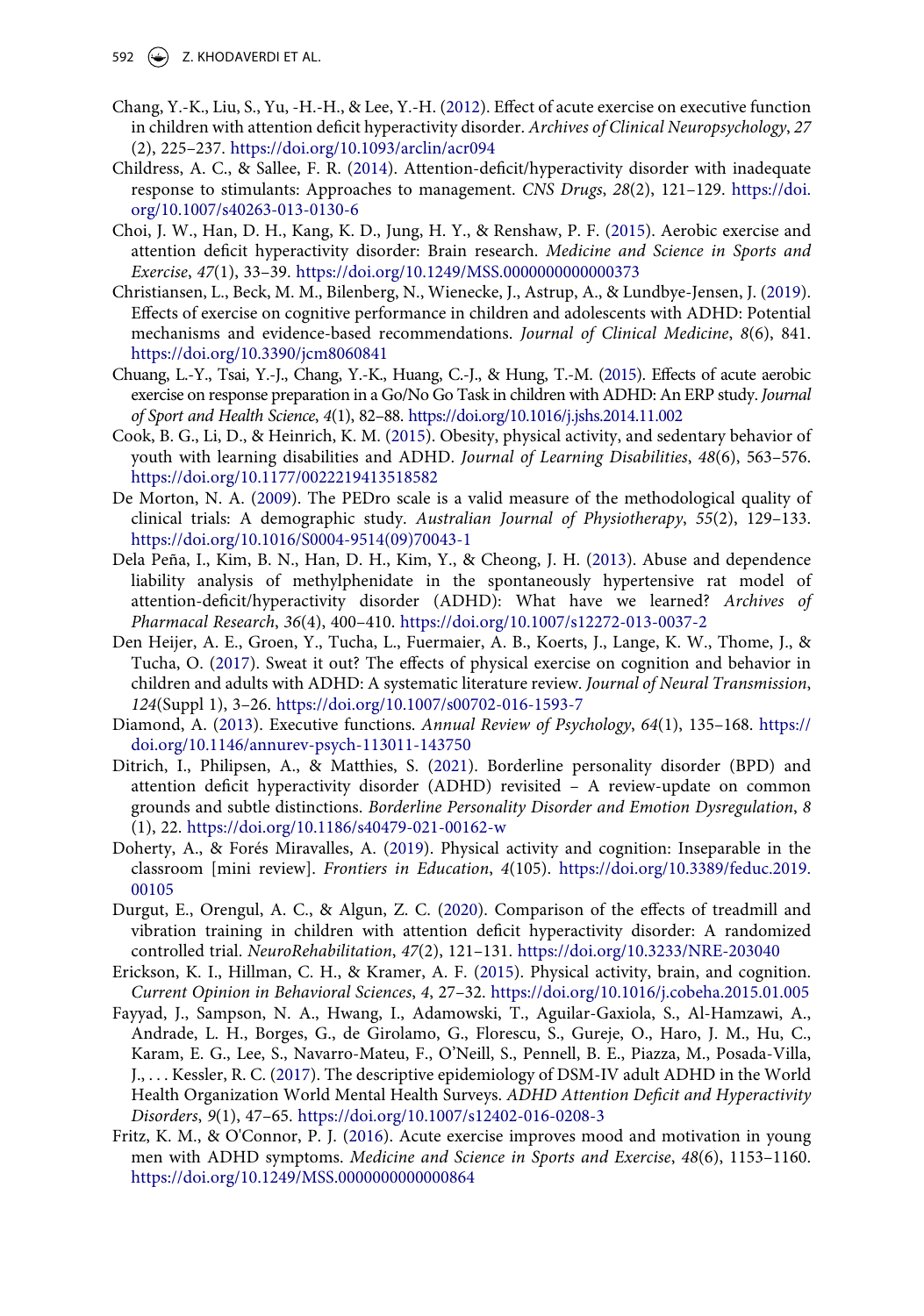Chang, Y.-K., Liu, S., Yu, -H.-H., & Lee, Y.-H. (2012). Effect of acute exercise on executive function in children with attention deficit hyperactivity disorder. *Archives of Clinical Neuropsychology*, *27* (2), 225–237. https://doi.org/10.1093/arclin/acr094

Childress, A. C., & Sallee, F. R. (2014). Attention-deficit/hyperactivity disorder with inadequate response to stimulants: Approaches to management. *CNS Drugs*, *28*(2), 121–129. https://doi.org/10.1007/s40263-013-0130-6

Choi, J. W., Han, D. H., Kang, K. D., Jung, H. Y., & Renshaw, P. F. (2015). Aerobic exercise and attention deficit hyperactivity disorder: Brain research. *Medicine and Science in Sports and Exercise*, *47*(1), 33–39. https://doi.org/10.1249/MSS.0000000000000373

Christiansen, L., Beck, M. M., Bilenberg, N., Wienecke, J., Astrup, A., & Lundbye-Jensen, J. (2019). Effects of exercise on cognitive performance in children and adolescents with ADHD: Potential mechanisms and evidence-based recommendations. *Journal of Clinical Medicine*, *8*(6), 841. https://doi.org/10.3390/jcm8060841

Chuang, L.-Y., Tsai, Y.-J., Chang, Y.-K., Huang, C.-J., & Hung, T.-M. (2015). Effects of acute aerobic exercise on response preparation in a Go/No Go Task in children with ADHD: An ERP study. *Journal of Sport and Health Science*, *4*(1), 82–88. https://doi.org/10.1016/j.jshs.2014.11.002

Cook, B. G., Li, D., & Heinrich, K. M. (2015). Obesity, physical activity, and sedentary behavior of youth with learning disabilities and ADHD. *Journal of Learning Disabilities*, *48*(6), 563–576. https://doi.org/10.1177/0022219413518582

De Morton, N. A. (2009). The PEDro scale is a valid measure of the methodological quality of clinical trials: A demographic study. *Australian Journal of Physiotherapy*, *55*(2), 129–133. https://doi.org/10.1016/S0004-9514(09)70043-1

Dela Peña, I., Kim, B. N., Han, D. H., Kim, Y., & Cheong, J. H. (2013). Abuse and dependence liability analysis of methylphenidate in the spontaneously hypertensive rat model of attention-deficit/hyperactivity disorder (ADHD): What have we learned? *Archives of Pharmacal Research*, *36*(4), 400–410. https://doi.org/10.1007/s12272-013-0037-2

Den Heijer, A. E., Groen, Y., Tucha, L., Fuermaier, A. B., Koerts, J., Lange, K. W., Thome, J., & Tucha, O. (2017). Sweat it out? The effects of physical exercise on cognition and behavior in children and adults with ADHD: A systematic literature review. *Journal of Neural Transmission*, *124*(Suppl 1), 3–26. https://doi.org/10.1007/s00702-016-1593-7

Diamond, A. (2013). Executive functions. *Annual Review of Psychology*, *64*(1), 135–168. https://doi.org/10.1146/annurev-psych-113011-143750

Ditrich, I., Philipsen, A., & Matthies, S. (2021). Borderline personality disorder (BPD) and attention deficit hyperactivity disorder (ADHD) revisited – A review-update on common grounds and subtle distinctions. *Borderline Personality Disorder and Emotion Dysregulation*, *8* (1), 22. https://doi.org/10.1186/s40479-021-00162-w

Doherty, A., & Forés Miravalles, A. (2019). Physical activity and cognition: Inseparable in the classroom [mini review]. *Frontiers in Education*, *4*(105). https://doi.org/10.3389/feduc.2019.00105

Durgut, E., Orengul, A. C., & Algun, Z. C. (2020). Comparison of the effects of treadmill and vibration training in children with attention deficit hyperactivity disorder: A randomized controlled trial. *NeuroRehabilitation*, *47*(2), 121–131. https://doi.org/10.3233/NRE-203040

Erickson, K. I., Hillman, C. H., & Kramer, A. F. (2015). Physical activity, brain, and cognition. *Current Opinion in Behavioral Sciences*, *4*, 27–32. https://doi.org/10.1016/j.cobeha.2015.01.005

Fayyad, J., Sampson, N. A., Hwang, I., Adamowski, T., Aguilar-Gaxiola, S., Al-Hamzawi, A., Andrade, L. H., Borges, G., de Girolamo, G., Florescu, S., Gureje, O., Haro, J. M., Hu, C., Karam, E. G., Lee, S., Navarro-Mateu, F., O'Neill, S., Pennell, B. E., Piazza, M., Posada-Villa, J., . . . Kessler, R. C. (2017). The descriptive epidemiology of DSM-IV adult ADHD in the World Health Organization World Mental Health Surveys. *ADHD Attention Deficit and Hyperactivity Disorders*, *9*(1), 47–65. https://doi.org/10.1007/s12402-016-0208-3

Fritz, K. M., & O'Connor, P. J. (2016). Acute exercise improves mood and motivation in young men with ADHD symptoms. *Medicine and Science in Sports and Exercise*, *48*(6), 1153–1160. https://doi.org/10.1249/MSS.0000000000000864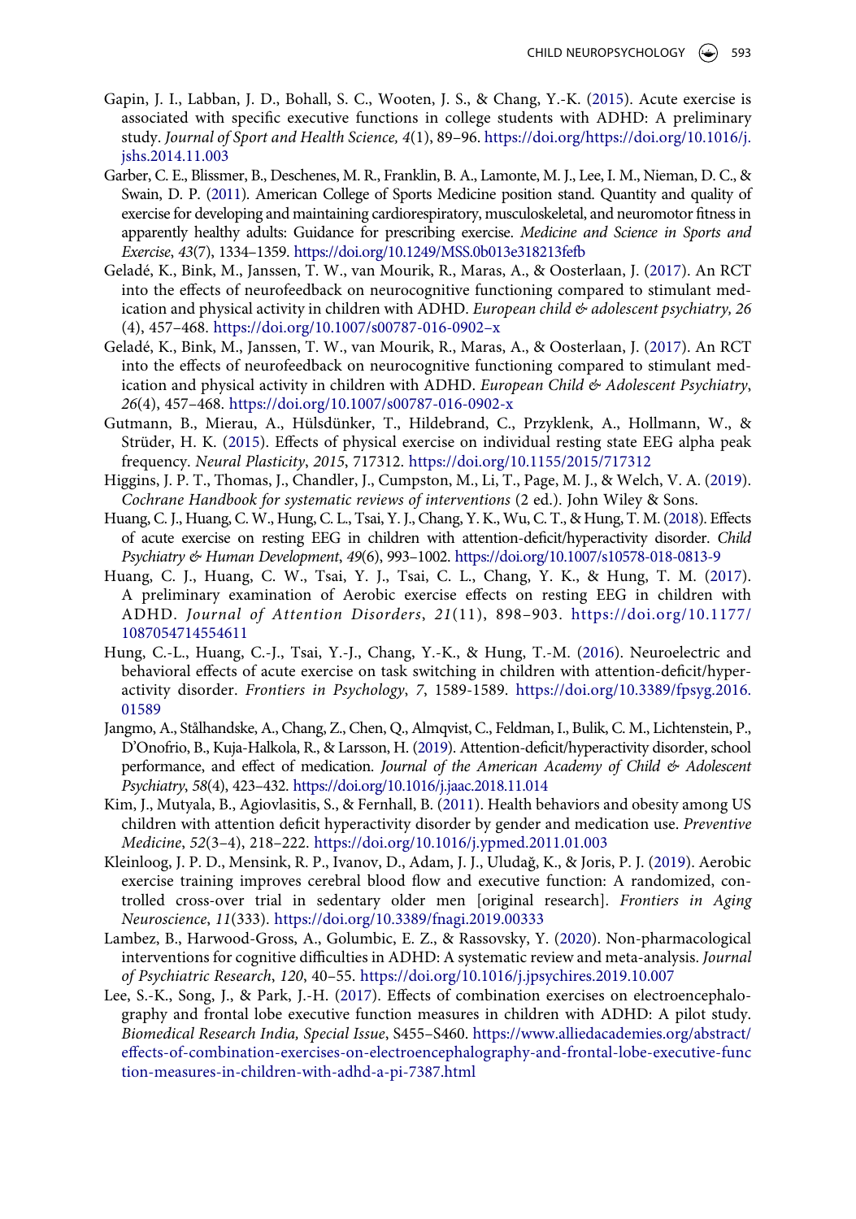Gapin, J. I., Labban, J. D., Bohall, S. C., Wooten, J. S., & Chang, Y.-K. (2015). Acute exercise is associated with specific executive functions in college students with ADHD: A preliminary study. *Journal of Sport and Health Science, 4*(1), 89–96. https://doi.org/https://doi.org/10.1016/j.jshs.2014.11.003

Garber, C. E., Blissmer, B., Deschenes, M. R., Franklin, B. A., Lamonte, M. J., Lee, I. M., Nieman, D. C., & Swain, D. P. (2011). American College of Sports Medicine position stand. Quantity and quality of exercise for developing and maintaining cardiorespiratory, musculoskeletal, and neuromotor fitness in apparently healthy adults: Guidance for prescribing exercise. *Medicine and Science in Sports and Exercise*, *43*(7), 1334–1359. https://doi.org/10.1249/MSS.0b013e318213fefb

Geladé, K., Bink, M., Janssen, T. W., van Mourik, R., Maras, A., & Oosterlaan, J. (2017). An RCT into the effects of neurofeedback on neurocognitive functioning compared to stimulant medication and physical activity in children with ADHD. *European child & adolescent psychiatry, 26* (4), 457–468. https://doi.org/10.1007/s00787-016-0902–x

Geladé, K., Bink, M., Janssen, T. W., van Mourik, R., Maras, A., & Oosterlaan, J. (2017). An RCT into the effects of neurofeedback on neurocognitive functioning compared to stimulant medication and physical activity in children with ADHD. *European Child & Adolescent Psychiatry*, *26*(4), 457–468. https://doi.org/10.1007/s00787-016-0902-x

Gutmann, B., Mierau, A., Hülsdünker, T., Hildebrand, C., Przyklenk, A., Hollmann, W., & Strüder, H. K. (2015). Effects of physical exercise on individual resting state EEG alpha peak frequency. *Neural Plasticity*, *2015*, 717312. https://doi.org/10.1155/2015/717312

Higgins, J. P. T., Thomas, J., Chandler, J., Cumpston, M., Li, T., Page, M. J., & Welch, V. A. (2019). *Cochrane Handbook for systematic reviews of interventions* (2 ed.). John Wiley & Sons.

Huang, C. J., Huang, C. W., Hung, C. L., Tsai, Y. J., Chang, Y. K., Wu, C. T., & Hung, T. M. (2018). Effects of acute exercise on resting EEG in children with attention-deficit/hyperactivity disorder. *Child Psychiatry & Human Development*, *49*(6), 993–1002. https://doi.org/10.1007/s10578-018-0813-9

Huang, C. J., Huang, C. W., Tsai, Y. J., Tsai, C. L., Chang, Y. K., & Hung, T. M. (2017). A preliminary examination of Aerobic exercise effects on resting EEG in children with ADHD. *Journal of Attention Disorders*, *21*(11), 898–903. https://doi.org/10.1177/1087054714554611

Hung, C.-L., Huang, C.-J., Tsai, Y.-J., Chang, Y.-K., & Hung, T.-M. (2016). Neuroelectric and behavioral effects of acute exercise on task switching in children with attention-deficit/hyperactivity disorder. *Frontiers in Psychology*, *7*, 1589-1589. https://doi.org/10.3389/fpsyg.2016.01589

Jangmo, A., Stålhandske, A., Chang, Z., Chen, Q., Almqvist, C., Feldman, I., Bulik, C. M., Lichtenstein, P., D'Onofrio, B., Kuja-Halkola, R., & Larsson, H. (2019). Attention-deficit/hyperactivity disorder, school performance, and effect of medication. *Journal of the American Academy of Child & Adolescent Psychiatry*, *58*(4), 423–432. https://doi.org/10.1016/j.jaac.2018.11.014

Kim, J., Mutyala, B., Agiovlasitis, S., & Fernhall, B. (2011). Health behaviors and obesity among US children with attention deficit hyperactivity disorder by gender and medication use. *Preventive Medicine*, *52*(3–4), 218–222. https://doi.org/10.1016/j.ypmed.2011.01.003

Kleinloog, J. P. D., Mensink, R. P., Ivanov, D., Adam, J. J., Uludağ, K., & Joris, P. J. (2019). Aerobic exercise training improves cerebral blood flow and executive function: A randomized, controlled cross-over trial in sedentary older men [original research]. *Frontiers in Aging Neuroscience*, *11*(333). https://doi.org/10.3389/fnagi.2019.00333

Lambez, B., Harwood-Gross, A., Golumbic, E. Z., & Rassovsky, Y. (2020). Non-pharmacological interventions for cognitive difficulties in ADHD: A systematic review and meta-analysis. *Journal of Psychiatric Research*, *120*, 40–55. https://doi.org/10.1016/j.jpsychires.2019.10.007

Lee, S.-K., Song, J., & Park, J.-H. (2017). Effects of combination exercises on electroencephalography and frontal lobe executive function measures in children with ADHD: A pilot study. *Biomedical Research India, Special Issue*, S455–S460. https://www.alliedacademies.org/abstract/effects-of-combination-exercises-on-electroencephalography-and-frontal-lobe-executive-function-measures-in-children-with-adhd-a-pi-7387.html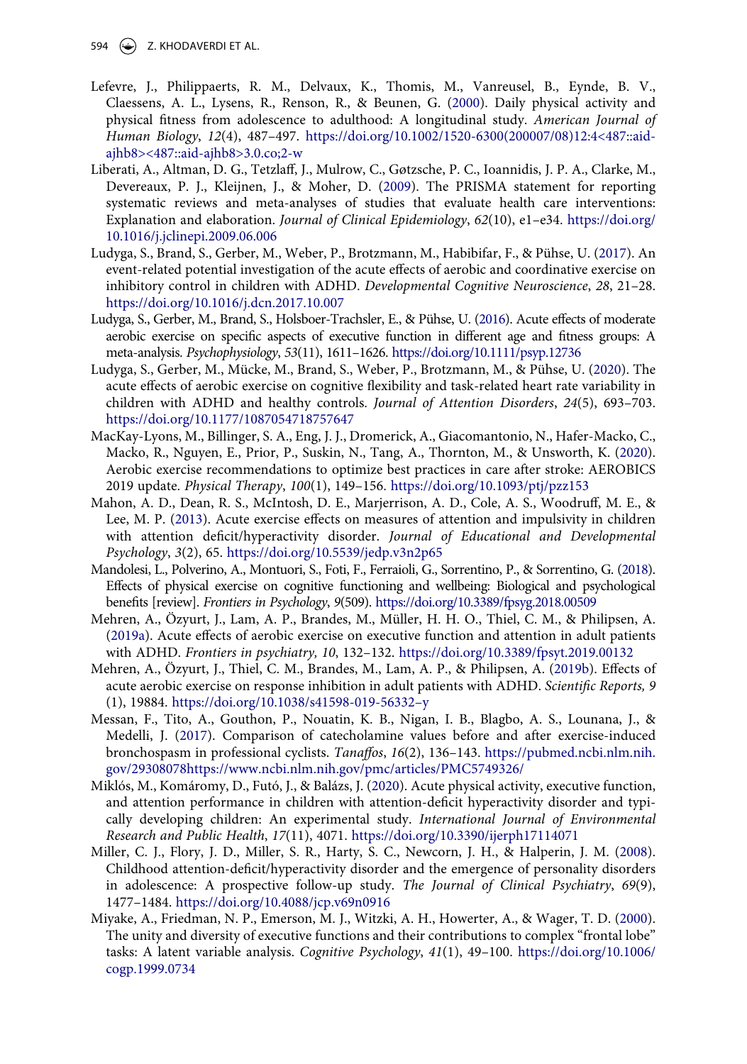Lefevre, J., Philippaerts, R. M., Delvaux, K., Thomis, M., Vanreusel, B., Eynde, B. V., Claessens, A. L., Lysens, R., Renson, R., & Beunen, G. (2000). Daily physical activity and physical fitness from adolescence to adulthood: A longitudinal study. *American Journal of Human Biology*, *12*(4), 487–497. https://doi.org/10.1002/1520-6300(200007/08)12:4<487::aid-ajhb8><487::aid-ajhb8>3.0.co;2-w

Liberati, A., Altman, D. G., Tetzlaff, J., Mulrow, C., Gøtzsche, P. C., Ioannidis, J. P. A., Clarke, M., Devereaux, P. J., Kleijnen, J., & Moher, D. (2009). The PRISMA statement for reporting systematic reviews and meta-analyses of studies that evaluate health care interventions: Explanation and elaboration. *Journal of Clinical Epidemiology*, *62*(10), e1–e34. https://doi.org/10.1016/j.jclinepi.2009.06.006

Ludyga, S., Brand, S., Gerber, M., Weber, P., Brotzmann, M., Habibifar, F., & Pühse, U. (2017). An event-related potential investigation of the acute effects of aerobic and coordinative exercise on inhibitory control in children with ADHD. *Developmental Cognitive Neuroscience*, *28*, 21–28. https://doi.org/10.1016/j.dcn.2017.10.007

Ludyga, S., Gerber, M., Brand, S., Holsboer-Trachsler, E., & Pühse, U. (2016). Acute effects of moderate aerobic exercise on specific aspects of executive function in different age and fitness groups: A meta-analysis. *Psychophysiology*, *53*(11), 1611–1626. https://doi.org/10.1111/psyp.12736

Ludyga, S., Gerber, M., Mücke, M., Brand, S., Weber, P., Brotzmann, M., & Pühse, U. (2020). The acute effects of aerobic exercise on cognitive flexibility and task-related heart rate variability in children with ADHD and healthy controls. *Journal of Attention Disorders*, *24*(5), 693–703. https://doi.org/10.1177/1087054718757647

MacKay-Lyons, M., Billinger, S. A., Eng, J. J., Dromerick, A., Giacomantonio, N., Hafer-Macko, C., Macko, R., Nguyen, E., Prior, P., Suskin, N., Tang, A., Thornton, M., & Unsworth, K. (2020). Aerobic exercise recommendations to optimize best practices in care after stroke: AEROBICS 2019 update. *Physical Therapy*, *100*(1), 149–156. https://doi.org/10.1093/ptj/pzz153

Mahon, A. D., Dean, R. S., McIntosh, D. E., Marjerrison, A. D., Cole, A. S., Woodruff, M. E., & Lee, M. P. (2013). Acute exercise effects on measures of attention and impulsivity in children with attention deficit/hyperactivity disorder. *Journal of Educational and Developmental Psychology*, *3*(2), 65. https://doi.org/10.5539/jedp.v3n2p65

Mandolesi, L., Polverino, A., Montuori, S., Foti, F., Ferraioli, G., Sorrentino, P., & Sorrentino, G. (2018). Effects of physical exercise on cognitive functioning and wellbeing: Biological and psychological benefits [review]. *Frontiers in Psychology*, *9*(509). https://doi.org/10.3389/fpsyg.2018.00509

Mehren, A., Özyurt, J., Lam, A. P., Brandes, M., Müller, H. H. O., Thiel, C. M., & Philipsen, A. (2019a). Acute effects of aerobic exercise on executive function and attention in adult patients with ADHD. *Frontiers in psychiatry, 10*, 132–132. https://doi.org/10.3389/fpsyt.2019.00132

Mehren, A., Özyurt, J., Thiel, C. M., Brandes, M., Lam, A. P., & Philipsen, A. (2019b). Effects of acute aerobic exercise on response inhibition in adult patients with ADHD. *Scientific Reports, 9* (1), 19884. https://doi.org/10.1038/s41598-019-56332–y

Messan, F., Tito, A., Gouthon, P., Nouatin, K. B., Nigan, I. B., Blagbo, A. S., Lounana, J., & Medelli, J. (2017). Comparison of catecholamine values before and after exercise-induced bronchospasm in professional cyclists. *Tanaffos*, *16*(2), 136–143. https://pubmed.ncbi.nlm.nih.gov/29308078https://www.ncbi.nlm.nih.gov/pmc/articles/PMC5749326/

Miklós, M., Komáromy, D., Futó, J., & Balázs, J. (2020). Acute physical activity, executive function, and attention performance in children with attention-deficit hyperactivity disorder and typically developing children: An experimental study. *International Journal of Environmental Research and Public Health*, *17*(11), 4071. https://doi.org/10.3390/ijerph17114071

Miller, C. J., Flory, J. D., Miller, S. R., Harty, S. C., Newcorn, J. H., & Halperin, J. M. (2008). Childhood attention-deficit/hyperactivity disorder and the emergence of personality disorders in adolescence: A prospective follow-up study. *The Journal of Clinical Psychiatry*, *69*(9), 1477–1484. https://doi.org/10.4088/jcp.v69n0916

Miyake, A., Friedman, N. P., Emerson, M. J., Witzki, A. H., Howerter, A., & Wager, T. D. (2000). The unity and diversity of executive functions and their contributions to complex "frontal lobe" tasks: A latent variable analysis. *Cognitive Psychology*, *41*(1), 49–100. https://doi.org/10.1006/cogp.1999.0734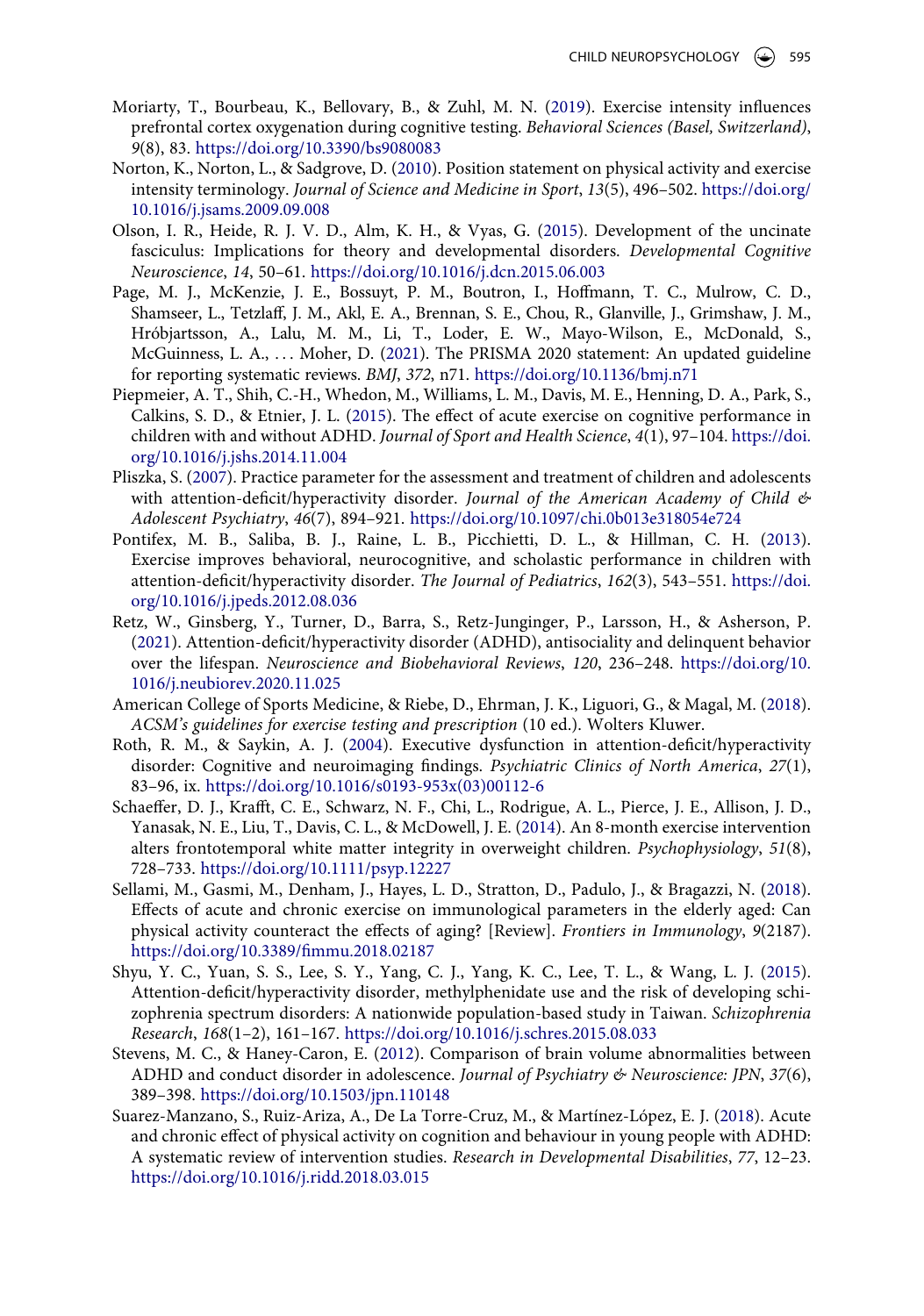Moriarty, T., Bourbeau, K., Bellovary, B., & Zuhl, M. N. (2019). Exercise intensity influences prefrontal cortex oxygenation during cognitive testing. *Behavioral Sciences (Basel, Switzerland)*, *9*(8), 83. https://doi.org/10.3390/bs9080083

Norton, K., Norton, L., & Sadgrove, D. (2010). Position statement on physical activity and exercise intensity terminology. *Journal of Science and Medicine in Sport*, *13*(5), 496–502. https://doi.org/10.1016/j.jsams.2009.09.008

Olson, I. R., Heide, R. J. V. D., Alm, K. H., & Vyas, G. (2015). Development of the uncinate fasciculus: Implications for theory and developmental disorders. *Developmental Cognitive Neuroscience*, *14*, 50–61. https://doi.org/10.1016/j.dcn.2015.06.003

Page, M. J., McKenzie, J. E., Bossuyt, P. M., Boutron, I., Hoffmann, T. C., Mulrow, C. D., Shamseer, L., Tetzlaff, J. M., Akl, E. A., Brennan, S. E., Chou, R., Glanville, J., Grimshaw, J. M., Hróbjartsson, A., Lalu, M. M., Li, T., Loder, E. W., Mayo-Wilson, E., McDonald, S., McGuinness, L. A., . . . Moher, D. (2021). The PRISMA 2020 statement: An updated guideline for reporting systematic reviews. *BMJ*, *372*, n71. https://doi.org/10.1136/bmj.n71

Piepmeier, A. T., Shih, C.-H., Whedon, M., Williams, L. M., Davis, M. E., Henning, D. A., Park, S., Calkins, S. D., & Etnier, J. L. (2015). The effect of acute exercise on cognitive performance in children with and without ADHD. *Journal of Sport and Health Science*, *4*(1), 97–104. https://doi.org/10.1016/j.jshs.2014.11.004

Pliszka, S. (2007). Practice parameter for the assessment and treatment of children and adolescents with attention-deficit/hyperactivity disorder. *Journal of the American Academy of Child & Adolescent Psychiatry*, *46*(7), 894–921. https://doi.org/10.1097/chi.0b013e318054e724

Pontifex, M. B., Saliba, B. J., Raine, L. B., Picchietti, D. L., & Hillman, C. H. (2013). Exercise improves behavioral, neurocognitive, and scholastic performance in children with attention-deficit/hyperactivity disorder. *The Journal of Pediatrics*, *162*(3), 543–551. https://doi.org/10.1016/j.jpeds.2012.08.036

Retz, W., Ginsberg, Y., Turner, D., Barra, S., Retz-Junginger, P., Larsson, H., & Asherson, P. (2021). Attention-deficit/hyperactivity disorder (ADHD), antisociality and delinquent behavior over the lifespan. *Neuroscience and Biobehavioral Reviews*, *120*, 236–248. https://doi.org/10.1016/j.neubiorev.2020.11.025

American College of Sports Medicine, & Riebe, D., Ehrman, J. K., Liguori, G., & Magal, M. (2018). *ACSM's guidelines for exercise testing and prescription* (10 ed.). Wolters Kluwer.

Roth, R. M., & Saykin, A. J. (2004). Executive dysfunction in attention-deficit/hyperactivity disorder: Cognitive and neuroimaging findings. *Psychiatric Clinics of North America*, *27*(1), 83–96, ix. https://doi.org/10.1016/s0193-953x(03)00112-6

Schaeffer, D. J., Krafft, C. E., Schwarz, N. F., Chi, L., Rodrigue, A. L., Pierce, J. E., Allison, J. D., Yanasak, N. E., Liu, T., Davis, C. L., & McDowell, J. E. (2014). An 8-month exercise intervention alters frontotemporal white matter integrity in overweight children. *Psychophysiology*, *51*(8), 728–733. https://doi.org/10.1111/psyp.12227

Sellami, M., Gasmi, M., Denham, J., Hayes, L. D., Stratton, D., Padulo, J., & Bragazzi, N. (2018). Effects of acute and chronic exercise on immunological parameters in the elderly aged: Can physical activity counteract the effects of aging? [Review]. *Frontiers in Immunology*, *9*(2187). https://doi.org/10.3389/fimmu.2018.02187

Shyu, Y. C., Yuan, S. S., Lee, S. Y., Yang, C. J., Yang, K. C., Lee, T. L., & Wang, L. J. (2015). Attention-deficit/hyperactivity disorder, methylphenidate use and the risk of developing schizophrenia spectrum disorders: A nationwide population-based study in Taiwan. *Schizophrenia Research*, *168*(1–2), 161–167. https://doi.org/10.1016/j.schres.2015.08.033

Stevens, M. C., & Haney-Caron, E. (2012). Comparison of brain volume abnormalities between ADHD and conduct disorder in adolescence. *Journal of Psychiatry & Neuroscience: JPN*, *37*(6), 389–398. https://doi.org/10.1503/jpn.110148

Suarez-Manzano, S., Ruiz-Ariza, A., De La Torre-Cruz, M., & Martínez-López, E. J. (2018). Acute and chronic effect of physical activity on cognition and behaviour in young people with ADHD: A systematic review of intervention studies. *Research in Developmental Disabilities*, *77*, 12–23. https://doi.org/10.1016/j.ridd.2018.03.015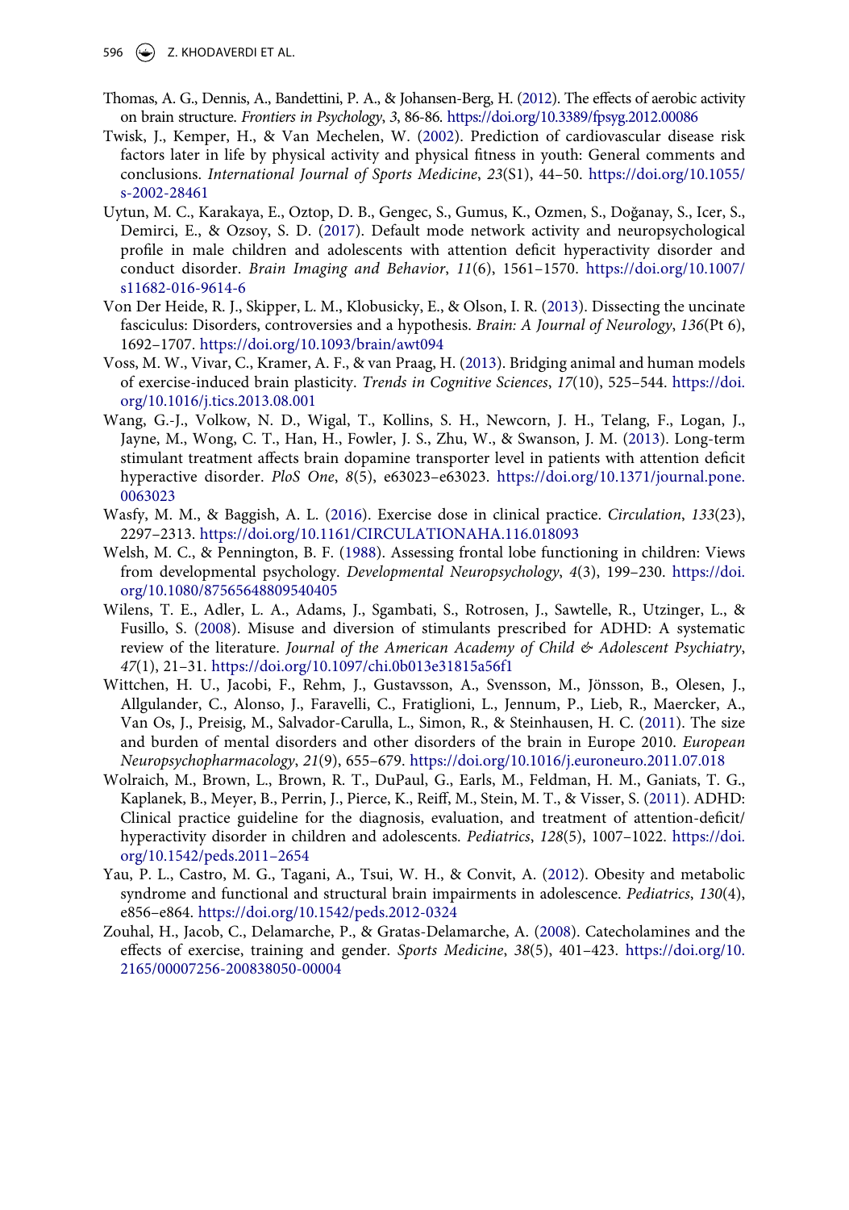Thomas, A. G., Dennis, A., Bandettini, P. A., & Johansen-Berg, H. (2012). The effects of aerobic activity on brain structure. *Frontiers in Psychology*, *3*, 86-86. https://doi.org/10.3389/fpsyg.2012.00086

Twisk, J., Kemper, H., & Van Mechelen, W. (2002). Prediction of cardiovascular disease risk factors later in life by physical activity and physical fitness in youth: General comments and conclusions. *International Journal of Sports Medicine*, *23*(S1), 44–50. https://doi.org/10.1055/s-2002-28461

Uytun, M. C., Karakaya, E., Oztop, D. B., Gengec, S., Gumus, K., Ozmen, S., Doğanay, S., Icer, S., Demirci, E., & Ozsoy, S. D. (2017). Default mode network activity and neuropsychological profile in male children and adolescents with attention deficit hyperactivity disorder and conduct disorder. *Brain Imaging and Behavior*, *11*(6), 1561–1570. https://doi.org/10.1007/s11682-016-9614-6

Von Der Heide, R. J., Skipper, L. M., Klobusicky, E., & Olson, I. R. (2013). Dissecting the uncinate fasciculus: Disorders, controversies and a hypothesis. *Brain: A Journal of Neurology*, *136*(Pt 6), 1692–1707. https://doi.org/10.1093/brain/awt094

Voss, M. W., Vivar, C., Kramer, A. F., & van Praag, H. (2013). Bridging animal and human models of exercise-induced brain plasticity. *Trends in Cognitive Sciences*, *17*(10), 525–544. https://doi.org/10.1016/j.tics.2013.08.001

Wang, G.-J., Volkow, N. D., Wigal, T., Kollins, S. H., Newcorn, J. H., Telang, F., Logan, J., Jayne, M., Wong, C. T., Han, H., Fowler, J. S., Zhu, W., & Swanson, J. M. (2013). Long-term stimulant treatment affects brain dopamine transporter level in patients with attention deficit hyperactive disorder. *PloS One*, *8*(5), e63023–e63023. https://doi.org/10.1371/journal.pone.0063023

Wasfy, M. M., & Baggish, A. L. (2016). Exercise dose in clinical practice. *Circulation*, *133*(23), 2297–2313. https://doi.org/10.1161/CIRCULATIONAHA.116.018093

Welsh, M. C., & Pennington, B. F. (1988). Assessing frontal lobe functioning in children: Views from developmental psychology. *Developmental Neuropsychology*, *4*(3), 199–230. https://doi.org/10.1080/87565648809540405

Wilens, T. E., Adler, L. A., Adams, J., Sgambati, S., Rotrosen, J., Sawtelle, R., Utzinger, L., & Fusillo, S. (2008). Misuse and diversion of stimulants prescribed for ADHD: A systematic review of the literature. *Journal of the American Academy of Child & Adolescent Psychiatry*, *47*(1), 21–31. https://doi.org/10.1097/chi.0b013e31815a56f1

Wittchen, H. U., Jacobi, F., Rehm, J., Gustavsson, A., Svensson, M., Jönsson, B., Olesen, J., Allgulander, C., Alonso, J., Faravelli, C., Fratiglioni, L., Jennum, P., Lieb, R., Maercker, A., Van Os, J., Preisig, M., Salvador-Carulla, L., Simon, R., & Steinhausen, H. C. (2011). The size and burden of mental disorders and other disorders of the brain in Europe 2010. *European Neuropsychopharmacology*, *21*(9), 655–679. https://doi.org/10.1016/j.euroneuro.2011.07.018

Wolraich, M., Brown, L., Brown, R. T., DuPaul, G., Earls, M., Feldman, H. M., Ganiats, T. G., Kaplanek, B., Meyer, B., Perrin, J., Pierce, K., Reiff, M., Stein, M. T., & Visser, S. (2011). ADHD: Clinical practice guideline for the diagnosis, evaluation, and treatment of attention-deficit/hyperactivity disorder in children and adolescents. *Pediatrics*, *128*(5), 1007–1022. https://doi.org/10.1542/peds.2011–2654

Yau, P. L., Castro, M. G., Tagani, A., Tsui, W. H., & Convit, A. (2012). Obesity and metabolic syndrome and functional and structural brain impairments in adolescence. *Pediatrics*, *130*(4), e856–e864. https://doi.org/10.1542/peds.2012-0324

Zouhal, H., Jacob, C., Delamarche, P., & Gratas-Delamarche, A. (2008). Catecholamines and the effects of exercise, training and gender. *Sports Medicine*, *38*(5), 401–423. https://doi.org/10.2165/00007256-200838050-00004